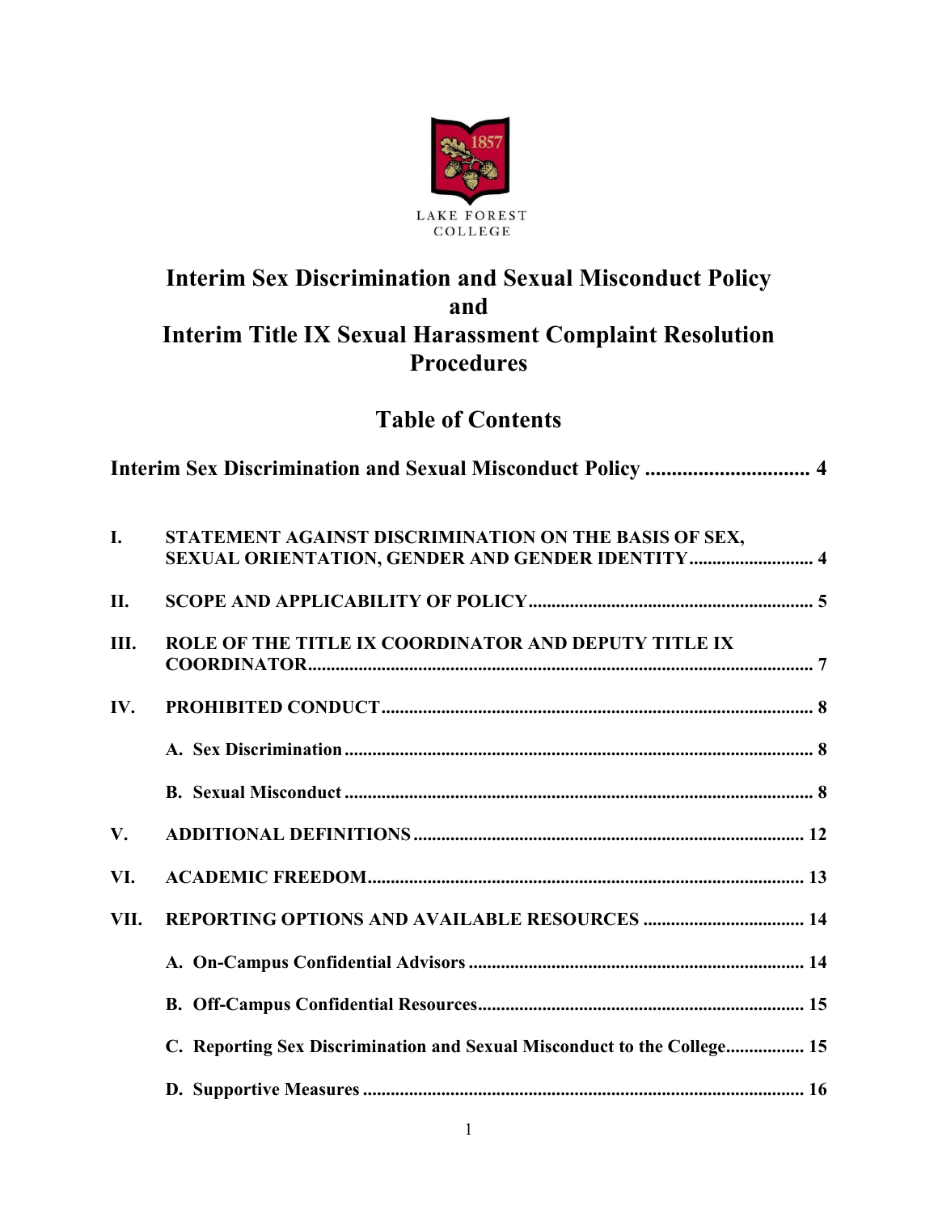LAKE FOREST COLLEGE

# Interim Sex Discrimination and Sexual Misconduct Policy and Interim Title IX Sexual Harassment Complaint Resolution Procedures

## Table of Contents

**Interim Sex Discrimination and Sexual Misconduct Policy** .............................. 4

**I. STATEMENT AGAINST DISCRIMINATION ON THE BASIS OF SEX, SEXUAL ORIENTATION, GENDER AND GENDER IDENTITY** .......................... 4

**II. SCOPE AND APPLICABILITY OF POLICY** ............................................................ 5

**III. ROLE OF THE TITLE IX COORDINATOR AND DEPUTY TITLE IX COORDINATOR** ............................................................................................................ 7

**IV. PROHIBITED CONDUCT** ............................................................................................ 8

- **A. Sex Discrimination** ................................................................................................... 8
- **B. Sexual Misconduct** ................................................................................................... 8

**V. ADDITIONAL DEFINITIONS** .................................................................................... 12

**VI. ACADEMIC FREEDOM** .............................................................................................. 13

**VII. REPORTING OPTIONS AND AVAILABLE RESOURCES** .................................. 14

- **A. On-Campus Confidential Advisors** ....................................................................... 14
- **B. Off-Campus Confidential Resources** ...................................................................... 15
- **C. Reporting Sex Discrimination and Sexual Misconduct to the College** ................. 15
- **D. Supportive Measures** ............................................................................................... 16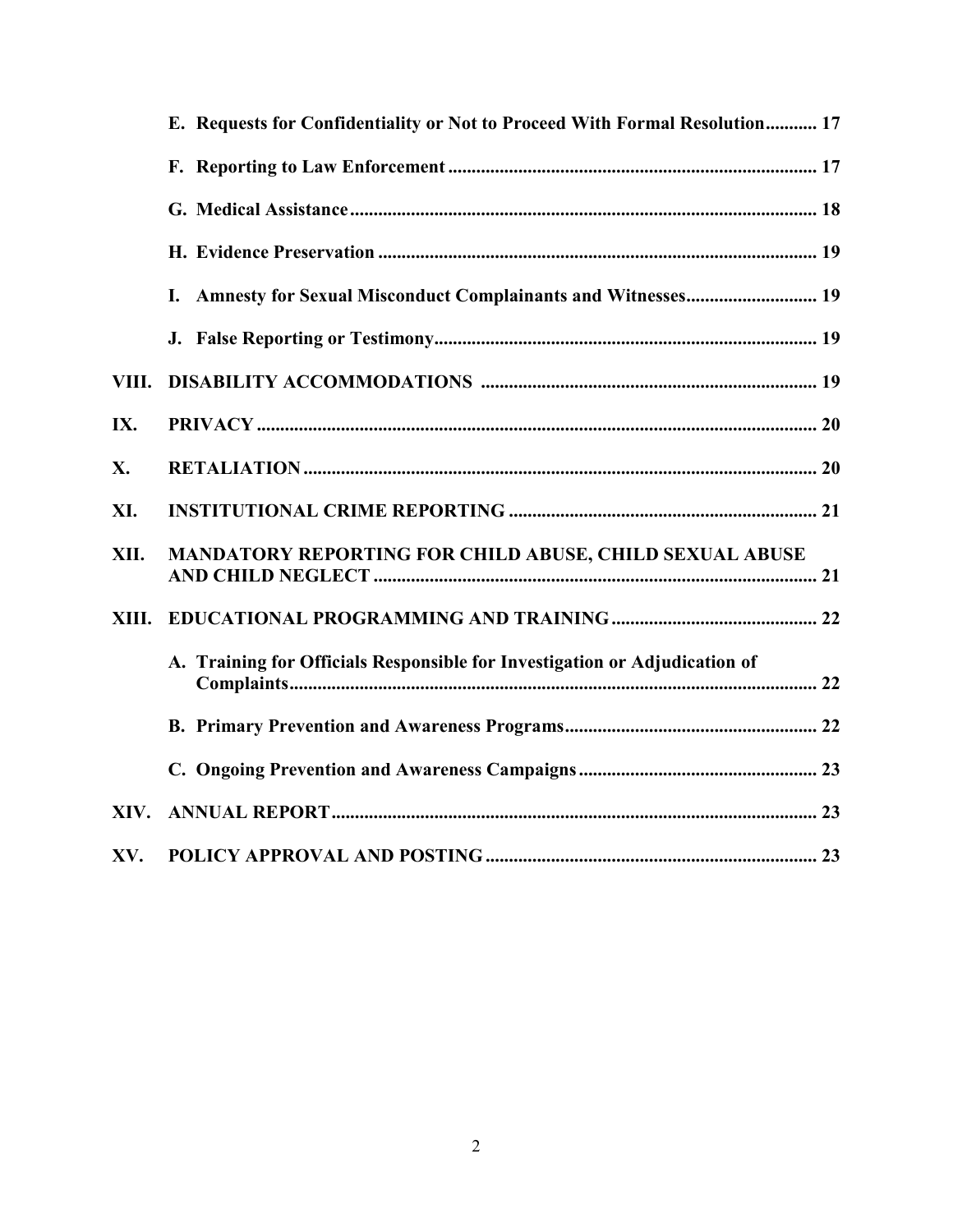E. **Requests for Confidentiality or Not to Proceed With Formal Resolution** ........... 17

F. **Reporting to Law Enforcement** ........... 17

G. **Medical Assistance** ........... 18

H. **Evidence Preservation** ........... 19

I. **Amnesty for Sexual Misconduct Complainants and Witnesses** ........... 19

J. **False Reporting or Testimony** ........... 19

**VIII. DISABILITY ACCOMMODATIONS** ........... 19

**IX. PRIVACY** ........... 20

**X. RETALIATION** ........... 20

**XI. INSTITUTIONAL CRIME REPORTING** ........... 21

**XII. MANDATORY REPORTING FOR CHILD ABUSE, CHILD SEXUAL ABUSE AND CHILD NEGLECT** ........... 21

**XIII. EDUCATIONAL PROGRAMMING AND TRAINING** ........... 22

A. **Training for Officials Responsible for Investigation or Adjudication of Complaints** ........... 22

B. **Primary Prevention and Awareness Programs** ........... 22

C. **Ongoing Prevention and Awareness Campaigns** ........... 23

**XIV. ANNUAL REPORT** ........... 23

**XV. POLICY APPROVAL AND POSTING** ........... 23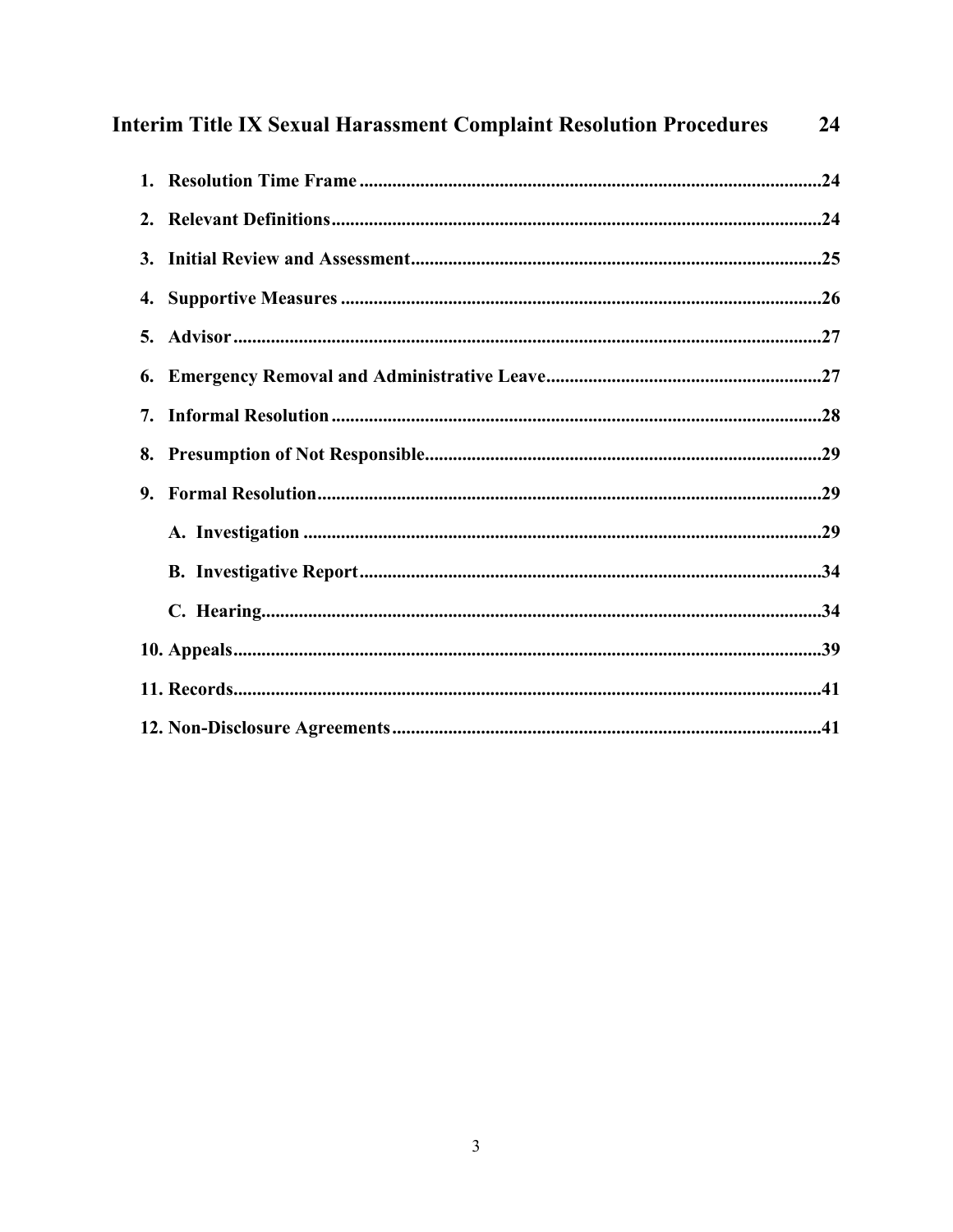**Interim Title IX Sexual Harassment Complaint Resolution Procedures 24**

1. **Resolution Time Frame ........ 24**
2. **Relevant Definitions ........ 24**
3. **Initial Review and Assessment ........ 25**
4. **Supportive Measures ........ 26**
5. **Advisor ........ 27**
6. **Emergency Removal and Administrative Leave ........ 27**
7. **Informal Resolution ........ 28**
8. **Presumption of Not Responsible ........ 29**
9. **Formal Resolution ........ 29**
   - **A. Investigation ........ 29**
   - **B. Investigative Report ........ 34**
   - **C. Hearing ........ 34**
10. **Appeals ........ 39**
11. **Records ........ 41**
12. **Non-Disclosure Agreements ........ 41**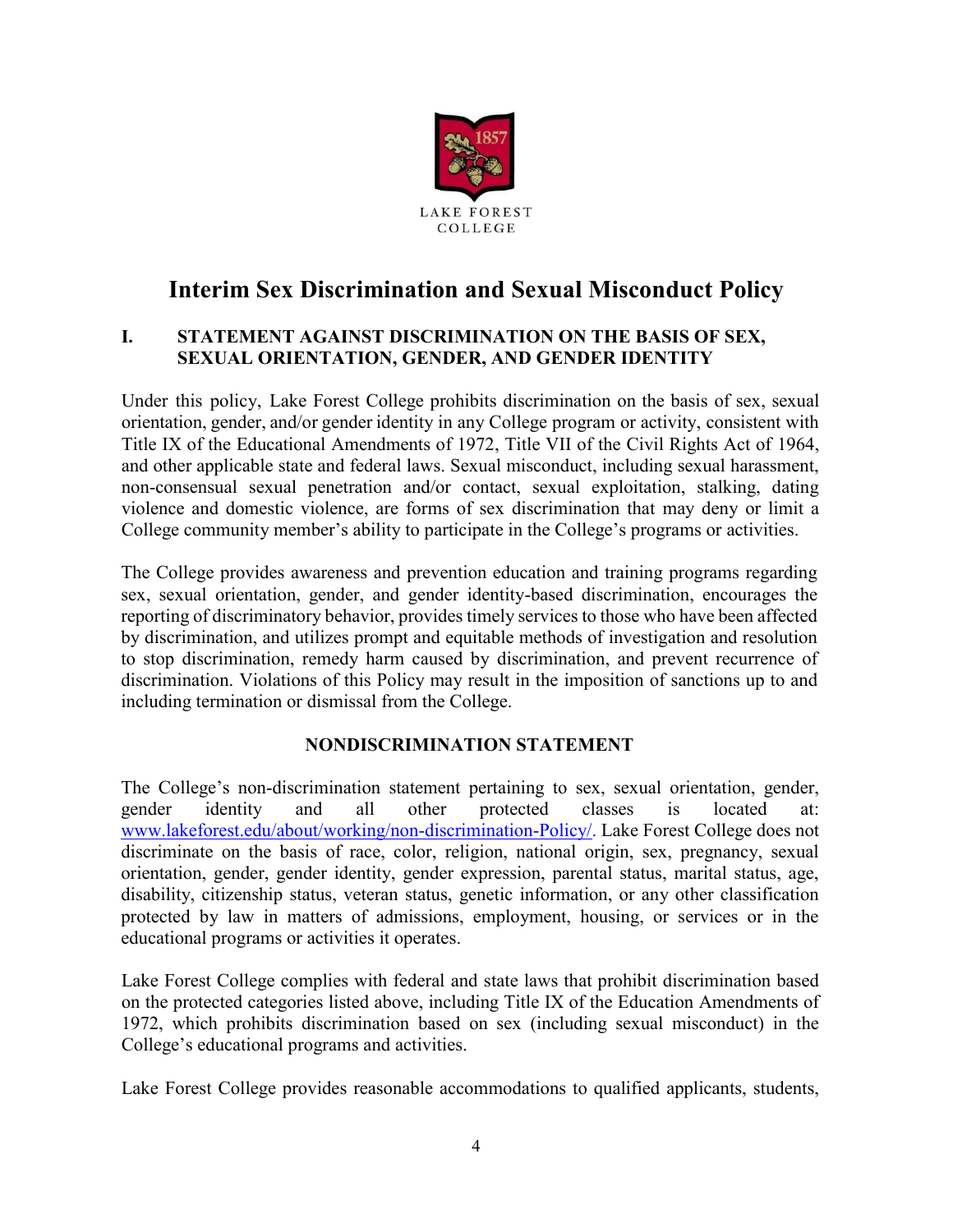# Interim Sex Discrimination and Sexual Misconduct Policy

## I. STATEMENT AGAINST DISCRIMINATION ON THE BASIS OF SEX, SEXUAL ORIENTATION, GENDER, AND GENDER IDENTITY

Under this policy, Lake Forest College prohibits discrimination on the basis of sex, sexual orientation, gender, and/or gender identity in any College program or activity, consistent with Title IX of the Educational Amendments of 1972, Title VII of the Civil Rights Act of 1964, and other applicable state and federal laws. Sexual misconduct, including sexual harassment, non-consensual sexual penetration and/or contact, sexual exploitation, stalking, dating violence and domestic violence, are forms of sex discrimination that may deny or limit a College community member's ability to participate in the College's programs or activities.

The College provides awareness and prevention education and training programs regarding sex, sexual orientation, gender, and gender identity-based discrimination, encourages the reporting of discriminatory behavior, provides timely services to those who have been affected by discrimination, and utilizes prompt and equitable methods of investigation and resolution to stop discrimination, remedy harm caused by discrimination, and prevent recurrence of discrimination. Violations of this Policy may result in the imposition of sanctions up to and including termination or dismissal from the College.

### NONDISCRIMINATION STATEMENT

The College's non-discrimination statement pertaining to sex, sexual orientation, gender, gender identity and all other protected classes is located at: www.lakeforest.edu/about/working/non-discrimination-Policy/. Lake Forest College does not discriminate on the basis of race, color, religion, national origin, sex, pregnancy, sexual orientation, gender, gender identity, gender expression, parental status, marital status, age, disability, citizenship status, veteran status, genetic information, or any other classification protected by law in matters of admissions, employment, housing, or services or in the educational programs or activities it operates.

Lake Forest College complies with federal and state laws that prohibit discrimination based on the protected categories listed above, including Title IX of the Education Amendments of 1972, which prohibits discrimination based on sex (including sexual misconduct) in the College's educational programs and activities.

Lake Forest College provides reasonable accommodations to qualified applicants, students,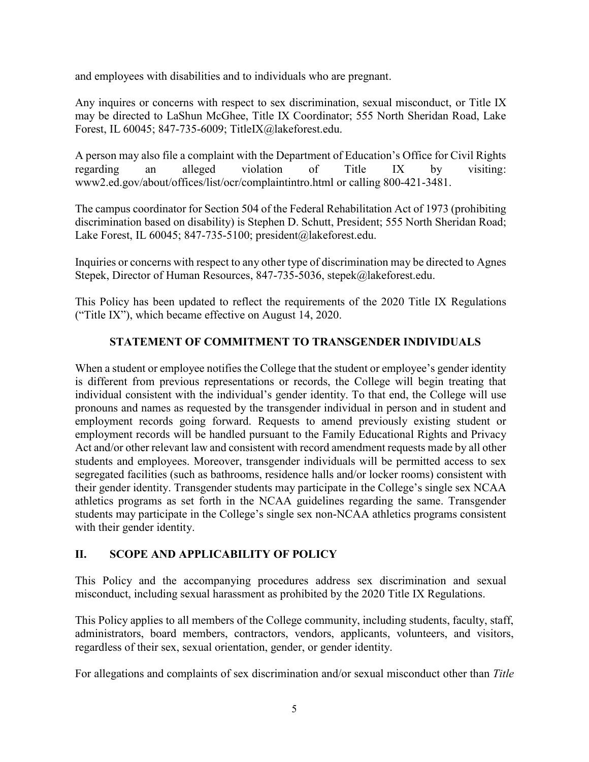and employees with disabilities and to individuals who are pregnant.

Any inquires or concerns with respect to sex discrimination, sexual misconduct, or Title IX may be directed to LaShun McGhee, Title IX Coordinator; 555 North Sheridan Road, Lake Forest, IL 60045; 847-735-6009; TitleIX@lakeforest.edu.

A person may also file a complaint with the Department of Education's Office for Civil Rights regarding an alleged violation of Title IX by visiting: www2.ed.gov/about/offices/list/ocr/complaintintro.html or calling 800-421-3481.

The campus coordinator for Section 504 of the Federal Rehabilitation Act of 1973 (prohibiting discrimination based on disability) is Stephen D. Schutt, President; 555 North Sheridan Road; Lake Forest, IL 60045; 847-735-5100; president@lakeforest.edu.

Inquiries or concerns with respect to any other type of discrimination may be directed to Agnes Stepek, Director of Human Resources, 847-735-5036, stepek@lakeforest.edu.

This Policy has been updated to reflect the requirements of the 2020 Title IX Regulations ("Title IX"), which became effective on August 14, 2020.

## STATEMENT OF COMMITMENT TO TRANSGENDER INDIVIDUALS

When a student or employee notifies the College that the student or employee's gender identity is different from previous representations or records, the College will begin treating that individual consistent with the individual's gender identity. To that end, the College will use pronouns and names as requested by the transgender individual in person and in student and employment records going forward. Requests to amend previously existing student or employment records will be handled pursuant to the Family Educational Rights and Privacy Act and/or other relevant law and consistent with record amendment requests made by all other students and employees. Moreover, transgender individuals will be permitted access to sex segregated facilities (such as bathrooms, residence halls and/or locker rooms) consistent with their gender identity. Transgender students may participate in the College's single sex NCAA athletics programs as set forth in the NCAA guidelines regarding the same. Transgender students may participate in the College's single sex non-NCAA athletics programs consistent with their gender identity.

## II. SCOPE AND APPLICABILITY OF POLICY

This Policy and the accompanying procedures address sex discrimination and sexual misconduct, including sexual harassment as prohibited by the 2020 Title IX Regulations.

This Policy applies to all members of the College community, including students, faculty, staff, administrators, board members, contractors, vendors, applicants, volunteers, and visitors, regardless of their sex, sexual orientation, gender, or gender identity.

For allegations and complaints of sex discrimination and/or sexual misconduct other than *Title*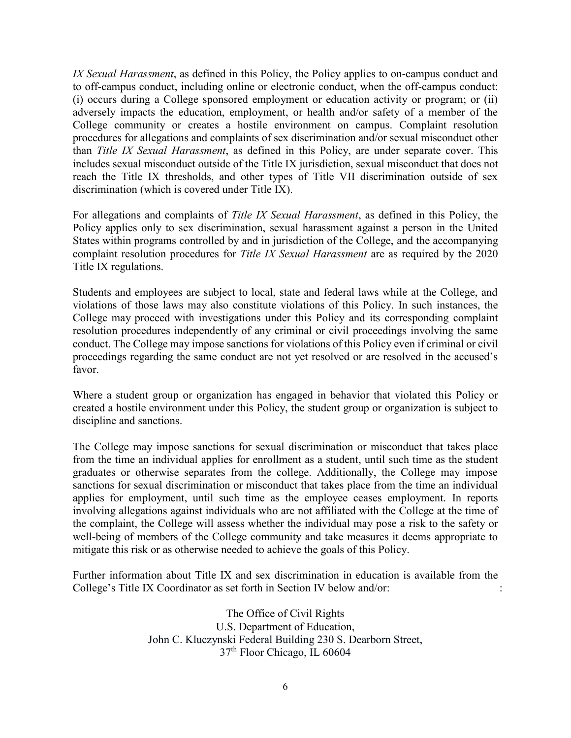*IX Sexual Harassment*, as defined in this Policy, the Policy applies to on-campus conduct and to off-campus conduct, including online or electronic conduct, when the off-campus conduct: (i) occurs during a College sponsored employment or education activity or program; or (ii) adversely impacts the education, employment, or health and/or safety of a member of the College community or creates a hostile environment on campus. Complaint resolution procedures for allegations and complaints of sex discrimination and/or sexual misconduct other than *Title IX Sexual Harassment*, as defined in this Policy, are under separate cover. This includes sexual misconduct outside of the Title IX jurisdiction, sexual misconduct that does not reach the Title IX thresholds, and other types of Title VII discrimination outside of sex discrimination (which is covered under Title IX).

For allegations and complaints of *Title IX Sexual Harassment*, as defined in this Policy, the Policy applies only to sex discrimination, sexual harassment against a person in the United States within programs controlled by and in jurisdiction of the College, and the accompanying complaint resolution procedures for *Title IX Sexual Harassment* are as required by the 2020 Title IX regulations.

Students and employees are subject to local, state and federal laws while at the College, and violations of those laws may also constitute violations of this Policy. In such instances, the College may proceed with investigations under this Policy and its corresponding complaint resolution procedures independently of any criminal or civil proceedings involving the same conduct. The College may impose sanctions for violations of this Policy even if criminal or civil proceedings regarding the same conduct are not yet resolved or are resolved in the accused's favor.

Where a student group or organization has engaged in behavior that violated this Policy or created a hostile environment under this Policy, the student group or organization is subject to discipline and sanctions.

The College may impose sanctions for sexual discrimination or misconduct that takes place from the time an individual applies for enrollment as a student, until such time as the student graduates or otherwise separates from the college. Additionally, the College may impose sanctions for sexual discrimination or misconduct that takes place from the time an individual applies for employment, until such time as the employee ceases employment. In reports involving allegations against individuals who are not affiliated with the College at the time of the complaint, the College will assess whether the individual may pose a risk to the safety or well-being of members of the College community and take measures it deems appropriate to mitigate this risk or as otherwise needed to achieve the goals of this Policy.

Further information about Title IX and sex discrimination in education is available from the College's Title IX Coordinator as set forth in Section IV below and/or: :

The Office of Civil Rights
U.S. Department of Education,
John C. Kluczynski Federal Building 230 S. Dearborn Street,
37th Floor Chicago, IL 60604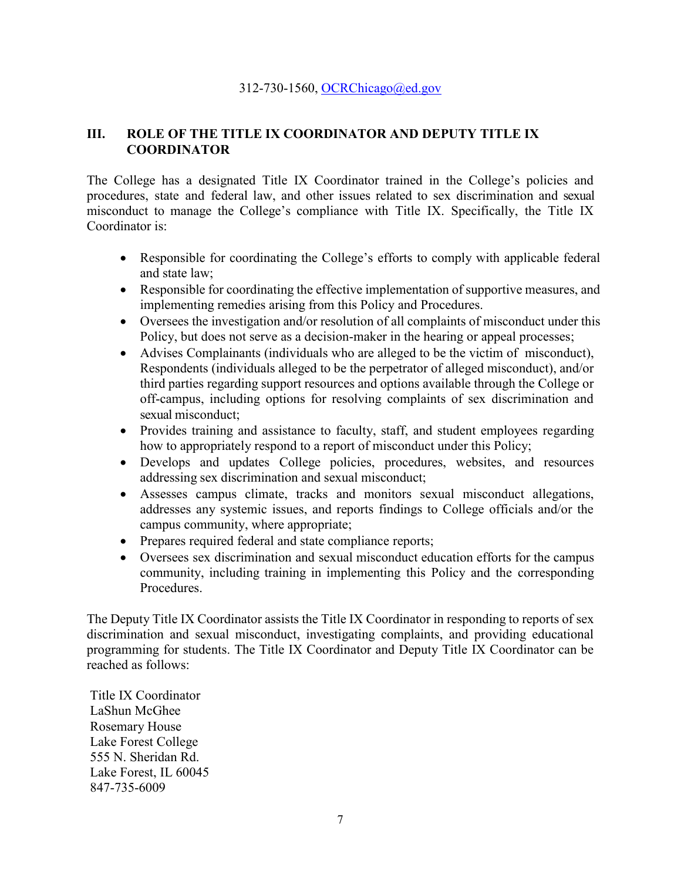312-730-1560, OCRChicago@ed.gov

## III. ROLE OF THE TITLE IX COORDINATOR AND DEPUTY TITLE IX COORDINATOR

The College has a designated Title IX Coordinator trained in the College's policies and procedures, state and federal law, and other issues related to sex discrimination and sexual misconduct to manage the College's compliance with Title IX. Specifically, the Title IX Coordinator is:

- Responsible for coordinating the College's efforts to comply with applicable federal and state law;
- Responsible for coordinating the effective implementation of supportive measures, and implementing remedies arising from this Policy and Procedures.
- Oversees the investigation and/or resolution of all complaints of misconduct under this Policy, but does not serve as a decision-maker in the hearing or appeal processes;
- Advises Complainants (individuals who are alleged to be the victim of misconduct), Respondents (individuals alleged to be the perpetrator of alleged misconduct), and/or third parties regarding support resources and options available through the College or off-campus, including options for resolving complaints of sex discrimination and sexual misconduct;
- Provides training and assistance to faculty, staff, and student employees regarding how to appropriately respond to a report of misconduct under this Policy;
- Develops and updates College policies, procedures, websites, and resources addressing sex discrimination and sexual misconduct;
- Assesses campus climate, tracks and monitors sexual misconduct allegations, addresses any systemic issues, and reports findings to College officials and/or the campus community, where appropriate;
- Prepares required federal and state compliance reports;
- Oversees sex discrimination and sexual misconduct education efforts for the campus community, including training in implementing this Policy and the corresponding Procedures.

The Deputy Title IX Coordinator assists the Title IX Coordinator in responding to reports of sex discrimination and sexual misconduct, investigating complaints, and providing educational programming for students. The Title IX Coordinator and Deputy Title IX Coordinator can be reached as follows:

Title IX Coordinator  
LaShun McGhee  
Rosemary House  
Lake Forest College  
555 N. Sheridan Rd.  
Lake Forest, IL 60045  
847-735-6009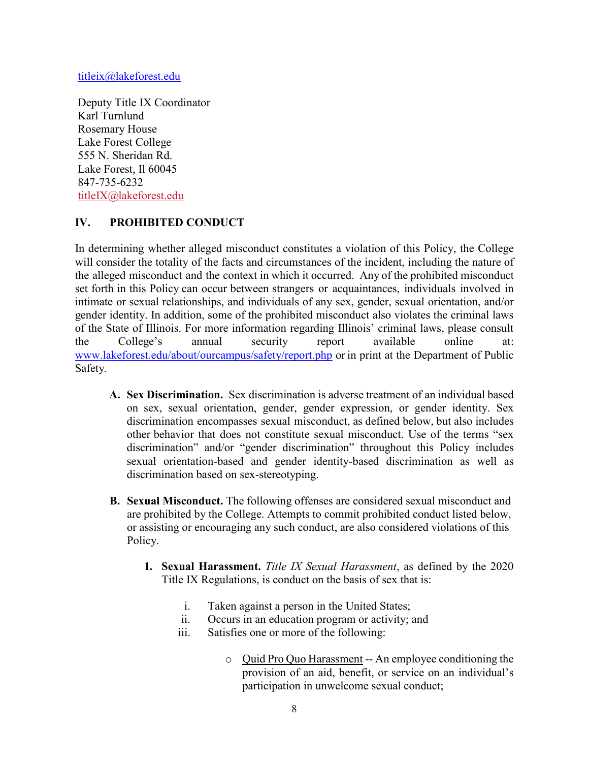titleix@lakeforest.edu

Deputy Title IX Coordinator
Karl Turnlund
Rosemary House
Lake Forest College
555 N. Sheridan Rd.
Lake Forest, Il 60045
847-735-6232
titleIX@lakeforest.edu

## IV. PROHIBITED CONDUCT

In determining whether alleged misconduct constitutes a violation of this Policy, the College will consider the totality of the facts and circumstances of the incident, including the nature of the alleged misconduct and the context in which it occurred. Any of the prohibited misconduct set forth in this Policy can occur between strangers or acquaintances, individuals involved in intimate or sexual relationships, and individuals of any sex, gender, sexual orientation, and/or gender identity. In addition, some of the prohibited misconduct also violates the criminal laws of the State of Illinois. For more information regarding Illinois' criminal laws, please consult the College's annual security report available online at: www.lakeforest.edu/about/ourcampus/safety/report.php or in print at the Department of Public Safety.

**A. Sex Discrimination.** Sex discrimination is adverse treatment of an individual based on sex, sexual orientation, gender, gender expression, or gender identity. Sex discrimination encompasses sexual misconduct, as defined below, but also includes other behavior that does not constitute sexual misconduct. Use of the terms "sex discrimination" and/or "gender discrimination" throughout this Policy includes sexual orientation-based and gender identity-based discrimination as well as discrimination based on sex-stereotyping.

**B. Sexual Misconduct.** The following offenses are considered sexual misconduct and are prohibited by the College. Attempts to commit prohibited conduct listed below, or assisting or encouraging any such conduct, are also considered violations of this Policy.

1. **Sexual Harassment.** *Title IX Sexual Harassment*, as defined by the 2020 Title IX Regulations, is conduct on the basis of sex that is:

   i. Taken against a person in the United States;
   ii. Occurs in an education program or activity; and
   iii. Satisfies one or more of the following:

   - Quid Pro Quo Harassment -- An employee conditioning the provision of an aid, benefit, or service on an individual's participation in unwelcome sexual conduct;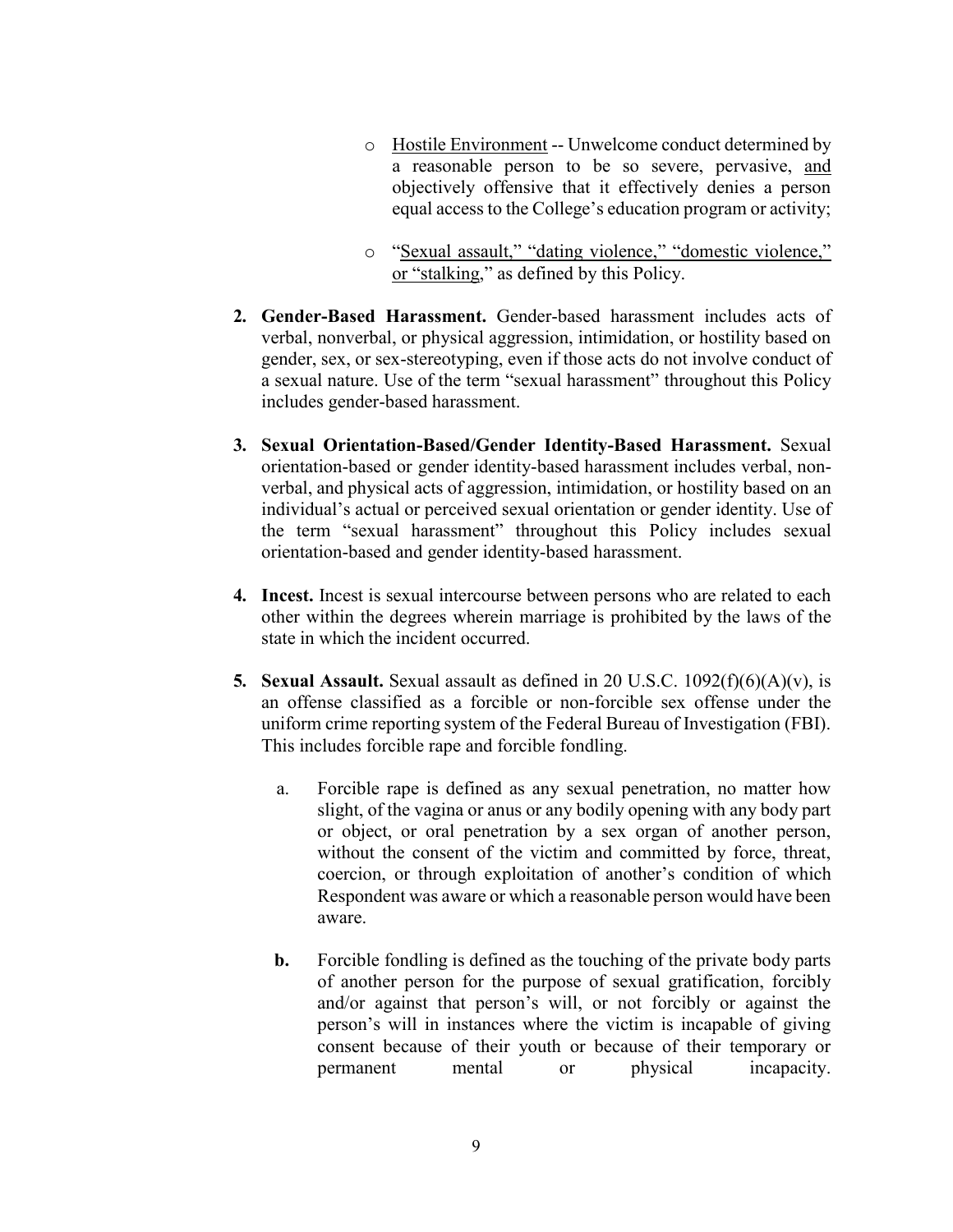- Hostile Environment -- Unwelcome conduct determined by a reasonable person to be so severe, pervasive, and objectively offensive that it effectively denies a person equal access to the College's education program or activity;

- "Sexual assault," "dating violence," "domestic violence," or "stalking," as defined by this Policy.

2. **Gender-Based Harassment.** Gender-based harassment includes acts of verbal, nonverbal, or physical aggression, intimidation, or hostility based on gender, sex, or sex-stereotyping, even if those acts do not involve conduct of a sexual nature. Use of the term "sexual harassment" throughout this Policy includes gender-based harassment.

3. **Sexual Orientation-Based/Gender Identity-Based Harassment.** Sexual orientation-based or gender identity-based harassment includes verbal, non-verbal, and physical acts of aggression, intimidation, or hostility based on an individual's actual or perceived sexual orientation or gender identity. Use of the term "sexual harassment" throughout this Policy includes sexual orientation-based and gender identity-based harassment.

4. **Incest.** Incest is sexual intercourse between persons who are related to each other within the degrees wherein marriage is prohibited by the laws of the state in which the incident occurred.

5. **Sexual Assault.** Sexual assault as defined in 20 U.S.C. 1092(f)(6)(A)(v), is an offense classified as a forcible or non-forcible sex offense under the uniform crime reporting system of the Federal Bureau of Investigation (FBI). This includes forcible rape and forcible fondling.

   a. Forcible rape is defined as any sexual penetration, no matter how slight, of the vagina or anus or any bodily opening with any body part or object, or oral penetration by a sex organ of another person, without the consent of the victim and committed by force, threat, coercion, or through exploitation of another's condition of which Respondent was aware or which a reasonable person would have been aware.

   **b.** Forcible fondling is defined as the touching of the private body parts of another person for the purpose of sexual gratification, forcibly and/or against that person's will, or not forcibly or against the person's will in instances where the victim is incapable of giving consent because of their youth or because of their temporary or permanent mental or physical incapacity.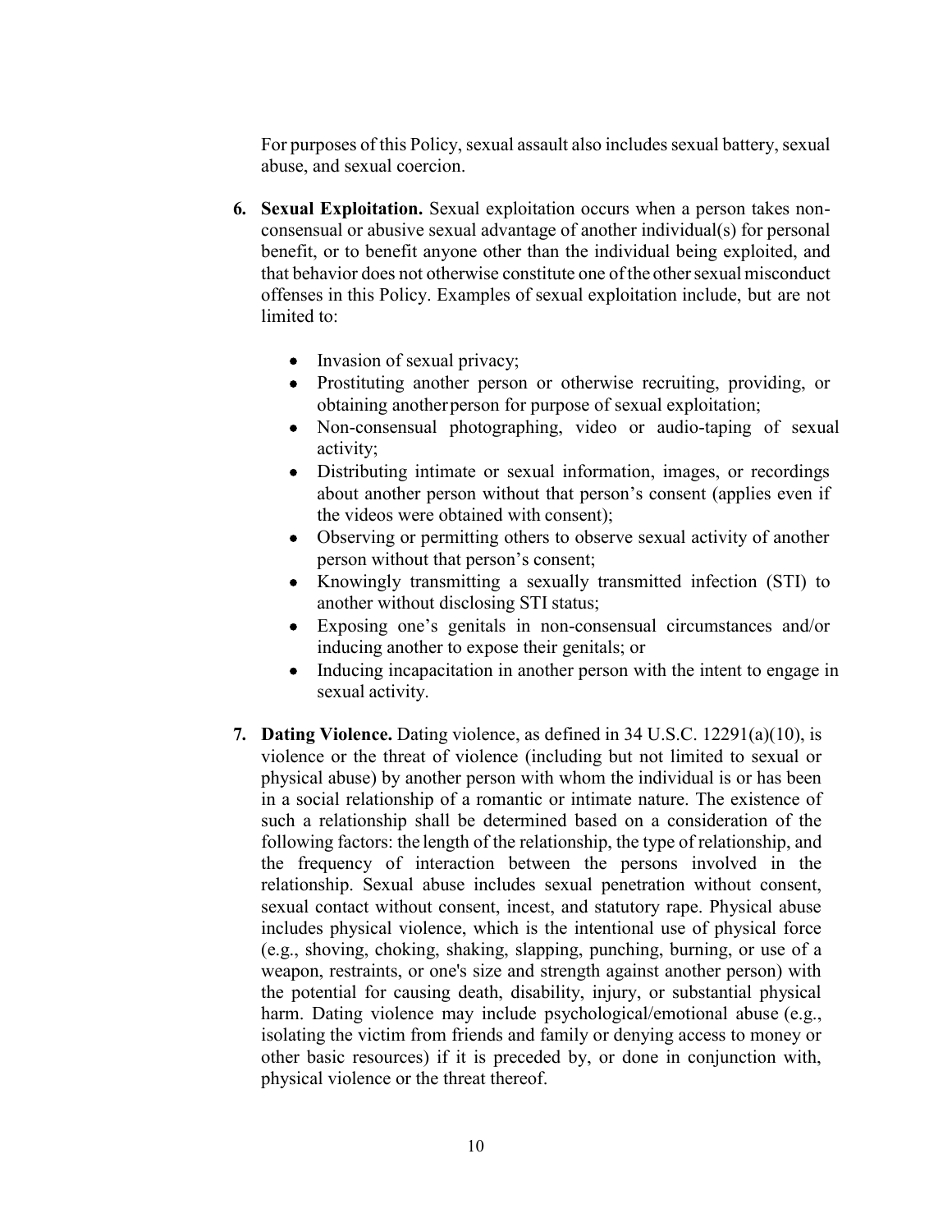For purposes of this Policy, sexual assault also includes sexual battery, sexual abuse, and sexual coercion.

6. **Sexual Exploitation.** Sexual exploitation occurs when a person takes non-consensual or abusive sexual advantage of another individual(s) for personal benefit, or to benefit anyone other than the individual being exploited, and that behavior does not otherwise constitute one of the other sexual misconduct offenses in this Policy. Examples of sexual exploitation include, but are not limited to:

    - Invasion of sexual privacy;
    - Prostituting another person or otherwise recruiting, providing, or obtaining another person for purpose of sexual exploitation;
    - Non-consensual photographing, video or audio-taping of sexual activity;
    - Distributing intimate or sexual information, images, or recordings about another person without that person's consent (applies even if the videos were obtained with consent);
    - Observing or permitting others to observe sexual activity of another person without that person's consent;
    - Knowingly transmitting a sexually transmitted infection (STI) to another without disclosing STI status;
    - Exposing one's genitals in non-consensual circumstances and/or inducing another to expose their genitals; or
    - Inducing incapacitation in another person with the intent to engage in sexual activity.

7. **Dating Violence.** Dating violence, as defined in 34 U.S.C. 12291(a)(10), is violence or the threat of violence (including but not limited to sexual or physical abuse) by another person with whom the individual is or has been in a social relationship of a romantic or intimate nature. The existence of such a relationship shall be determined based on a consideration of the following factors: the length of the relationship, the type of relationship, and the frequency of interaction between the persons involved in the relationship. Sexual abuse includes sexual penetration without consent, sexual contact without consent, incest, and statutory rape. Physical abuse includes physical violence, which is the intentional use of physical force (e.g., shoving, choking, shaking, slapping, punching, burning, or use of a weapon, restraints, or one's size and strength against another person) with the potential for causing death, disability, injury, or substantial physical harm. Dating violence may include psychological/emotional abuse (e.g., isolating the victim from friends and family or denying access to money or other basic resources) if it is preceded by, or done in conjunction with, physical violence or the threat thereof.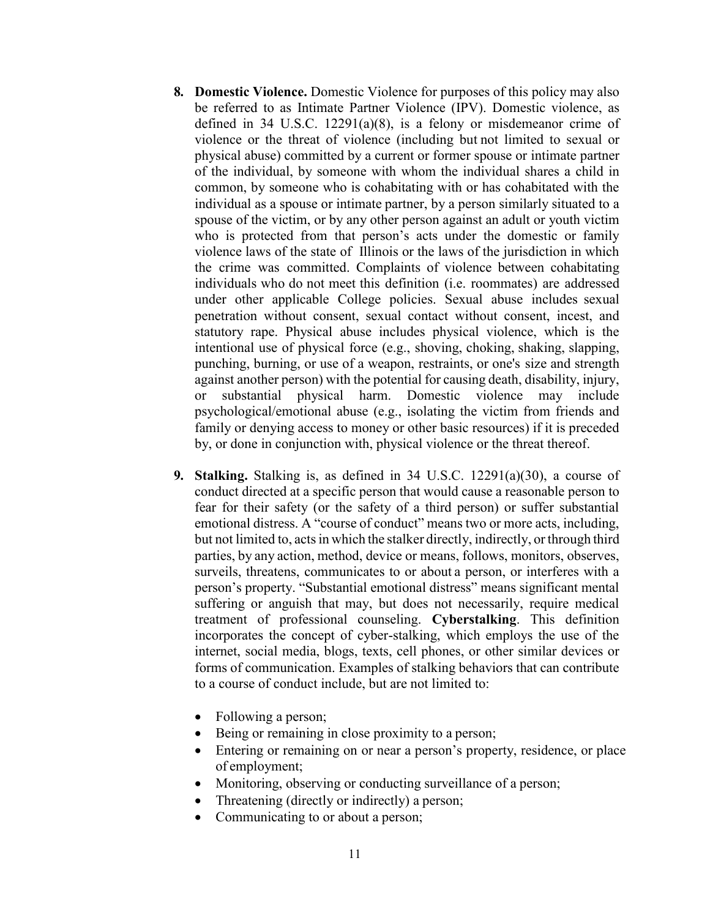8. **Domestic Violence.** Domestic Violence for purposes of this policy may also be referred to as Intimate Partner Violence (IPV). Domestic violence, as defined in 34 U.S.C. 12291(a)(8), is a felony or misdemeanor crime of violence or the threat of violence (including but not limited to sexual or physical abuse) committed by a current or former spouse or intimate partner of the individual, by someone with whom the individual shares a child in common, by someone who is cohabitating with or has cohabitated with the individual as a spouse or intimate partner, by a person similarly situated to a spouse of the victim, or by any other person against an adult or youth victim who is protected from that person's acts under the domestic or family violence laws of the state of Illinois or the laws of the jurisdiction in which the crime was committed. Complaints of violence between cohabitating individuals who do not meet this definition (i.e. roommates) are addressed under other applicable College policies. Sexual abuse includes sexual penetration without consent, sexual contact without consent, incest, and statutory rape. Physical abuse includes physical violence, which is the intentional use of physical force (e.g., shoving, choking, shaking, slapping, punching, burning, or use of a weapon, restraints, or one's size and strength against another person) with the potential for causing death, disability, injury, or substantial physical harm. Domestic violence may include psychological/emotional abuse (e.g., isolating the victim from friends and family or denying access to money or other basic resources) if it is preceded by, or done in conjunction with, physical violence or the threat thereof.

9. **Stalking.** Stalking is, as defined in 34 U.S.C. 12291(a)(30), a course of conduct directed at a specific person that would cause a reasonable person to fear for their safety (or the safety of a third person) or suffer substantial emotional distress. A "course of conduct" means two or more acts, including, but not limited to, acts in which the stalker directly, indirectly, or through third parties, by any action, method, device or means, follows, monitors, observes, surveils, threatens, communicates to or about a person, or interferes with a person's property. "Substantial emotional distress" means significant mental suffering or anguish that may, but does not necessarily, require medical treatment of professional counseling. **Cyberstalking**. This definition incorporates the concept of cyber-stalking, which employs the use of the internet, social media, blogs, texts, cell phones, or other similar devices or forms of communication. Examples of stalking behaviors that can contribute to a course of conduct include, but are not limited to:

   - Following a person;
   - Being or remaining in close proximity to a person;
   - Entering or remaining on or near a person's property, residence, or place of employment;
   - Monitoring, observing or conducting surveillance of a person;
   - Threatening (directly or indirectly) a person;
   - Communicating to or about a person;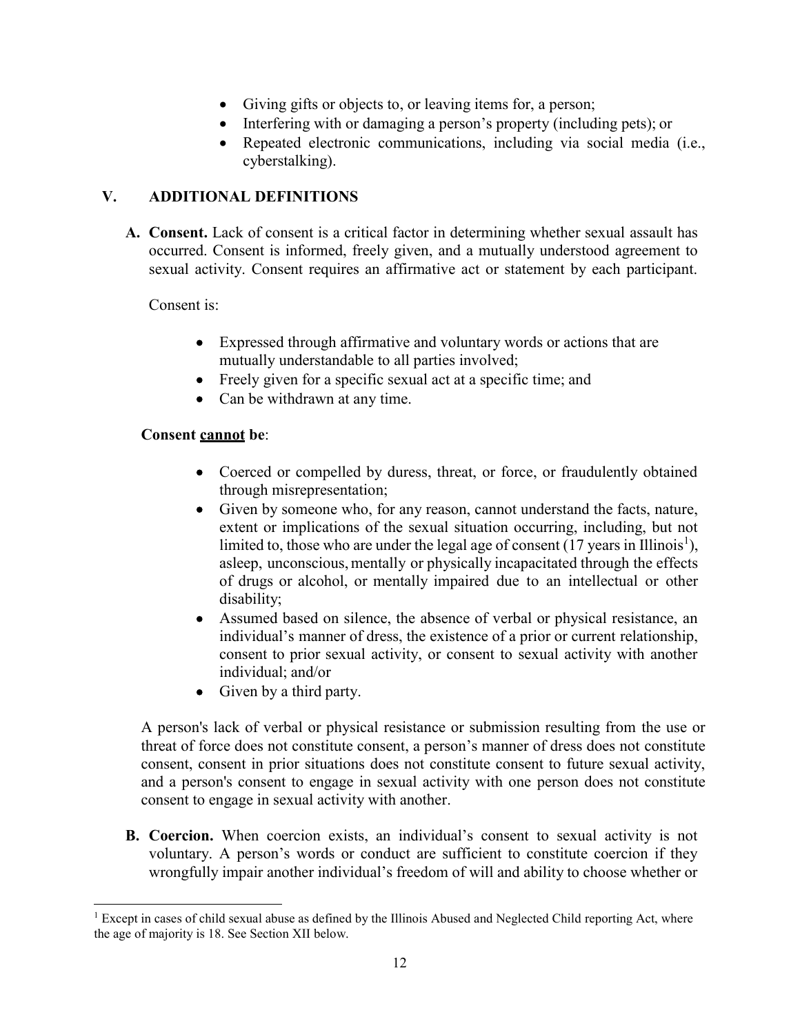- Giving gifts or objects to, or leaving items for, a person;
- Interfering with or damaging a person's property (including pets); or
- Repeated electronic communications, including via social media (i.e., cyberstalking).

## V. ADDITIONAL DEFINITIONS

**A. Consent.** Lack of consent is a critical factor in determining whether sexual assault has occurred. Consent is informed, freely given, and a mutually understood agreement to sexual activity. Consent requires an affirmative act or statement by each participant.

Consent is:

- Expressed through affirmative and voluntary words or actions that are mutually understandable to all parties involved;
- Freely given for a specific sexual act at a specific time; and
- Can be withdrawn at any time.

**Consent <u>cannot</u> be**:

- Coerced or compelled by duress, threat, or force, or fraudulently obtained through misrepresentation;
- Given by someone who, for any reason, cannot understand the facts, nature, extent or implications of the sexual situation occurring, including, but not limited to, those who are under the legal age of consent (17 years in Illinois[1]), asleep, unconscious, mentally or physically incapacitated through the effects of drugs or alcohol, or mentally impaired due to an intellectual or other disability;
- Assumed based on silence, the absence of verbal or physical resistance, an individual's manner of dress, the existence of a prior or current relationship, consent to prior sexual activity, or consent to sexual activity with another individual; and/or
- Given by a third party.

A person's lack of verbal or physical resistance or submission resulting from the use or threat of force does not constitute consent, a person's manner of dress does not constitute consent, consent in prior situations does not constitute consent to future sexual activity, and a person's consent to engage in sexual activity with one person does not constitute consent to engage in sexual activity with another.

**B. Coercion.** When coercion exists, an individual's consent to sexual activity is not voluntary. A person's words or conduct are sufficient to constitute coercion if they wrongfully impair another individual's freedom of will and ability to choose whether or

---

[1] Except in cases of child sexual abuse as defined by the Illinois Abused and Neglected Child reporting Act, where the age of majority is 18. See Section XII below.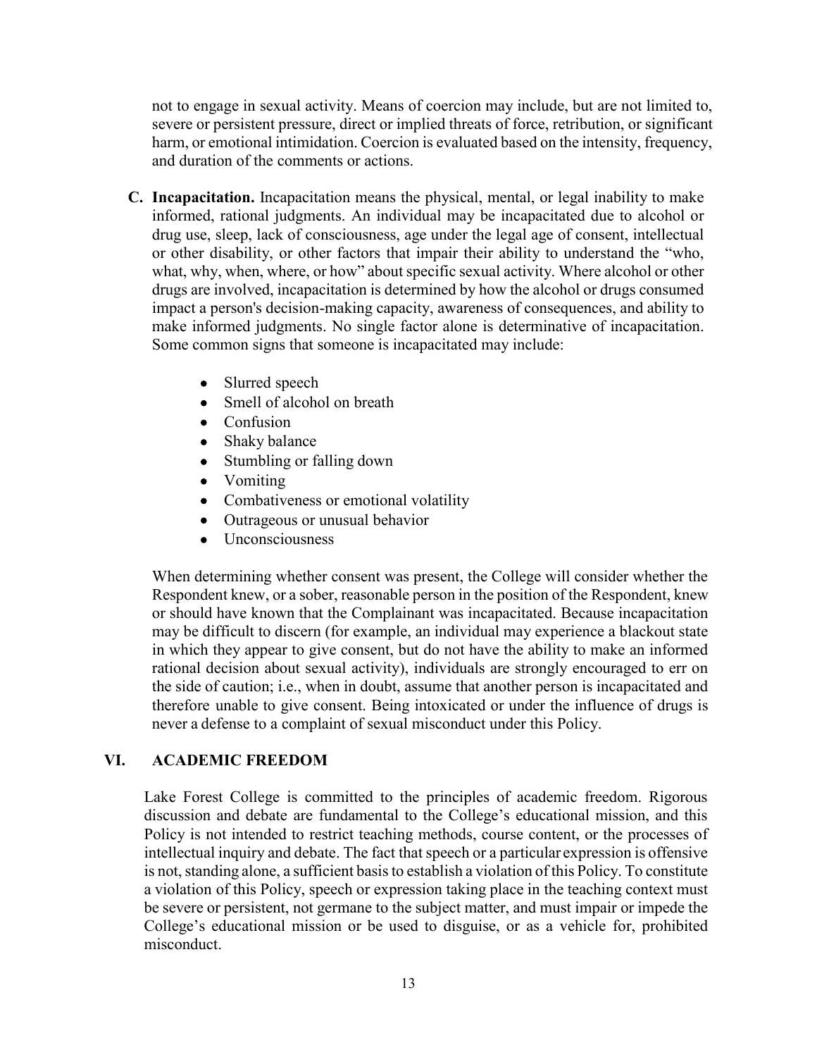not to engage in sexual activity. Means of coercion may include, but are not limited to, severe or persistent pressure, direct or implied threats of force, retribution, or significant harm, or emotional intimidation. Coercion is evaluated based on the intensity, frequency, and duration of the comments or actions.

**C. Incapacitation.** Incapacitation means the physical, mental, or legal inability to make informed, rational judgments. An individual may be incapacitated due to alcohol or drug use, sleep, lack of consciousness, age under the legal age of consent, intellectual or other disability, or other factors that impair their ability to understand the "who, what, why, when, where, or how" about specific sexual activity. Where alcohol or other drugs are involved, incapacitation is determined by how the alcohol or drugs consumed impact a person's decision-making capacity, awareness of consequences, and ability to make informed judgments. No single factor alone is determinative of incapacitation. Some common signs that someone is incapacitated may include:

- Slurred speech
- Smell of alcohol on breath
- Confusion
- Shaky balance
- Stumbling or falling down
- Vomiting
- Combativeness or emotional volatility
- Outrageous or unusual behavior
- Unconsciousness

When determining whether consent was present, the College will consider whether the Respondent knew, or a sober, reasonable person in the position of the Respondent, knew or should have known that the Complainant was incapacitated. Because incapacitation may be difficult to discern (for example, an individual may experience a blackout state in which they appear to give consent, but do not have the ability to make an informed rational decision about sexual activity), individuals are strongly encouraged to err on the side of caution; i.e., when in doubt, assume that another person is incapacitated and therefore unable to give consent. Being intoxicated or under the influence of drugs is never a defense to a complaint of sexual misconduct under this Policy.

## VI. ACADEMIC FREEDOM

Lake Forest College is committed to the principles of academic freedom. Rigorous discussion and debate are fundamental to the College's educational mission, and this Policy is not intended to restrict teaching methods, course content, or the processes of intellectual inquiry and debate. The fact that speech or a particular expression is offensive is not, standing alone, a sufficient basis to establish a violation of this Policy. To constitute a violation of this Policy, speech or expression taking place in the teaching context must be severe or persistent, not germane to the subject matter, and must impair or impede the College's educational mission or be used to disguise, or as a vehicle for, prohibited misconduct.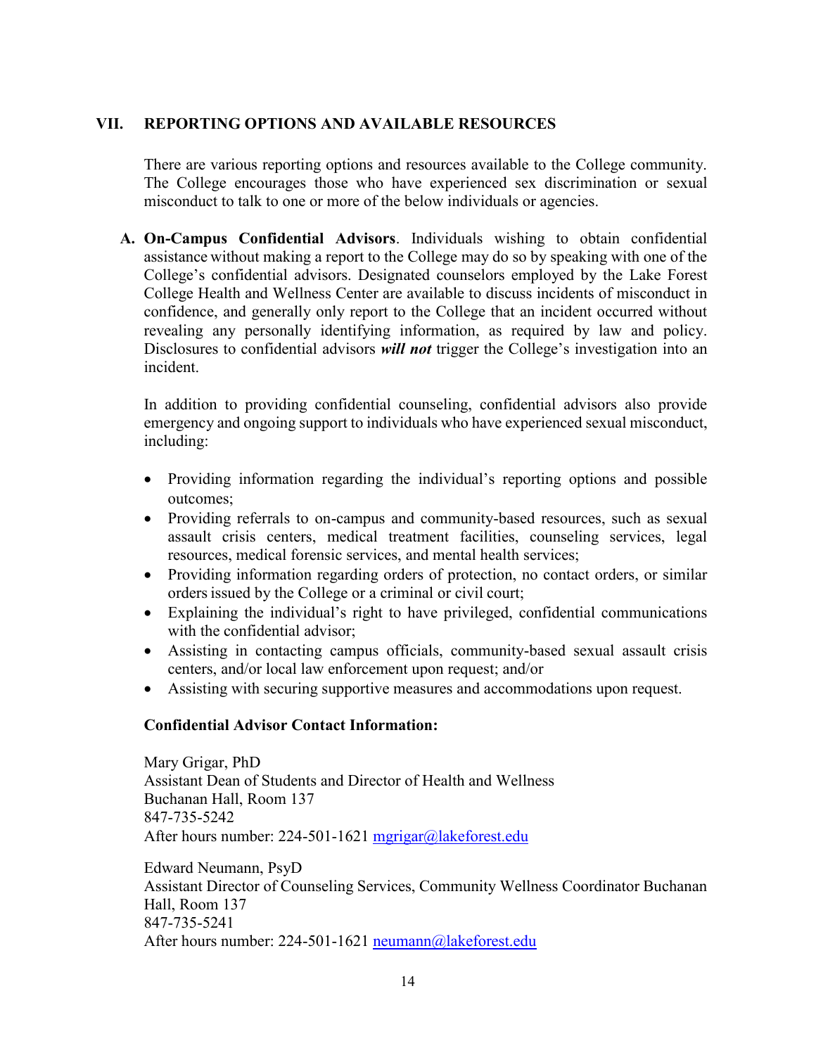## VII. REPORTING OPTIONS AND AVAILABLE RESOURCES

There are various reporting options and resources available to the College community. The College encourages those who have experienced sex discrimination or sexual misconduct to talk to one or more of the below individuals or agencies.

**A. On-Campus Confidential Advisors**. Individuals wishing to obtain confidential assistance without making a report to the College may do so by speaking with one of the College's confidential advisors. Designated counselors employed by the Lake Forest College Health and Wellness Center are available to discuss incidents of misconduct in confidence, and generally only report to the College that an incident occurred without revealing any personally identifying information, as required by law and policy. Disclosures to confidential advisors ***will not*** trigger the College's investigation into an incident.

In addition to providing confidential counseling, confidential advisors also provide emergency and ongoing support to individuals who have experienced sexual misconduct, including:

- Providing information regarding the individual's reporting options and possible outcomes;
- Providing referrals to on-campus and community-based resources, such as sexual assault crisis centers, medical treatment facilities, counseling services, legal resources, medical forensic services, and mental health services;
- Providing information regarding orders of protection, no contact orders, or similar orders issued by the College or a criminal or civil court;
- Explaining the individual's right to have privileged, confidential communications with the confidential advisor;
- Assisting in contacting campus officials, community-based sexual assault crisis centers, and/or local law enforcement upon request; and/or
- Assisting with securing supportive measures and accommodations upon request.

**Confidential Advisor Contact Information:**

Mary Grigar, PhD
Assistant Dean of Students and Director of Health and Wellness
Buchanan Hall, Room 137
847-735-5242
After hours number: 224-501-1621 mgrigar@lakeforest.edu

Edward Neumann, PsyD
Assistant Director of Counseling Services, Community Wellness Coordinator Buchanan Hall, Room 137
847-735-5241
After hours number: 224-501-1621 neumann@lakeforest.edu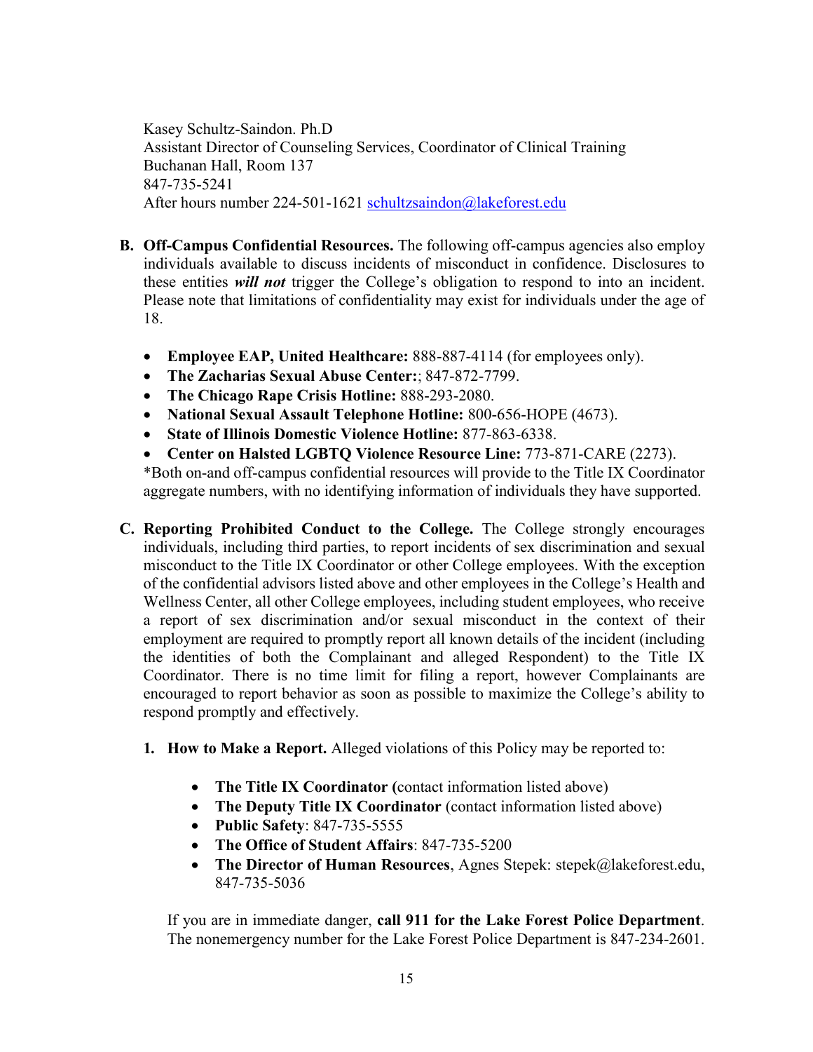Kasey Schultz-Saindon. Ph.D
Assistant Director of Counseling Services, Coordinator of Clinical Training
Buchanan Hall, Room 137
847-735-5241
After hours number 224-501-1621 schultzsaindon@lakeforest.edu

**B. Off-Campus Confidential Resources.** The following off-campus agencies also employ individuals available to discuss incidents of misconduct in confidence. Disclosures to these entities ***will not*** trigger the College's obligation to respond to into an incident. Please note that limitations of confidentiality may exist for individuals under the age of 18.

- **Employee EAP, United Healthcare:** 888-887-4114 (for employees only).
- **The Zacharias Sexual Abuse Center:**; 847-872-7799.
- **The Chicago Rape Crisis Hotline:** 888-293-2080.
- **National Sexual Assault Telephone Hotline:** 800-656-HOPE (4673).
- **State of Illinois Domestic Violence Hotline:** 877-863-6338.
- **Center on Halsted LGBTQ Violence Resource Line:** 773-871-CARE (2273).

*Both on-and off-campus confidential resources will provide to the Title IX Coordinator aggregate numbers, with no identifying information of individuals they have supported.

**C. Reporting Prohibited Conduct to the College.** The College strongly encourages individuals, including third parties, to report incidents of sex discrimination and sexual misconduct to the Title IX Coordinator or other College employees. With the exception of the confidential advisors listed above and other employees in the College's Health and Wellness Center, all other College employees, including student employees, who receive a report of sex discrimination and/or sexual misconduct in the context of their employment are required to promptly report all known details of the incident (including the identities of both the Complainant and alleged Respondent) to the Title IX Coordinator. There is no time limit for filing a report, however Complainants are encouraged to report behavior as soon as possible to maximize the College's ability to respond promptly and effectively.

**1. How to Make a Report.** Alleged violations of this Policy may be reported to:

- **The Title IX Coordinator (**contact information listed above)
- **The Deputy Title IX Coordinator** (contact information listed above)
- **Public Safety**: 847-735-5555
- **The Office of Student Affairs**: 847-735-5200
- **The Director of Human Resources**, Agnes Stepek: stepek@lakeforest.edu, 847-735-5036

If you are in immediate danger, **call 911 for the Lake Forest Police Department**. The nonemergency number for the Lake Forest Police Department is 847-234-2601.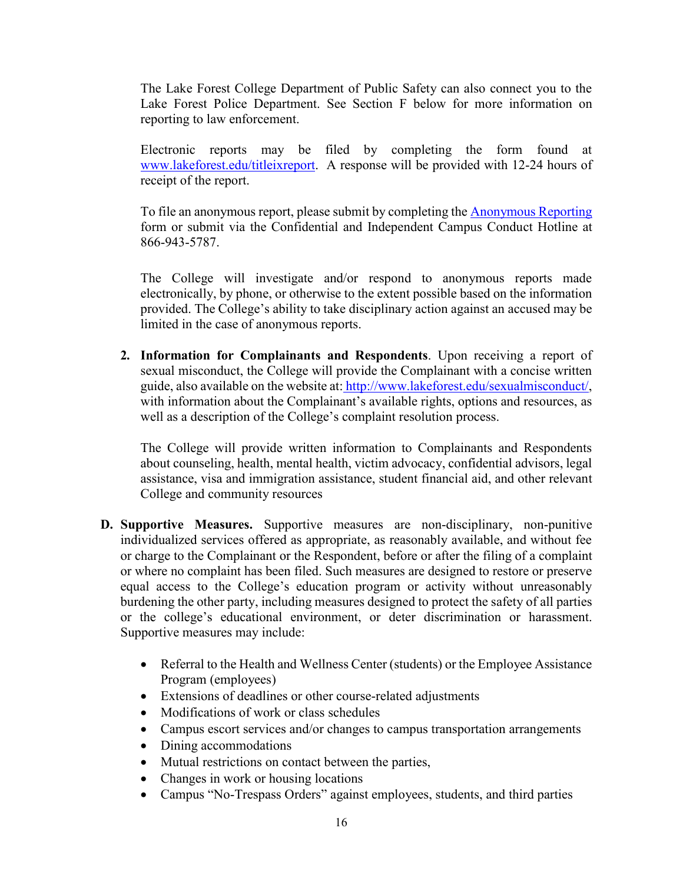The Lake Forest College Department of Public Safety can also connect you to the Lake Forest Police Department. See Section F below for more information on reporting to law enforcement.

Electronic reports may be filed by completing the form found at [www.lakeforest.edu/titleixreport](www.lakeforest.edu/titleixreport). A response will be provided with 12-24 hours of receipt of the report.

To file an anonymous report, please submit by completing the Anonymous Reporting form or submit via the Confidential and Independent Campus Conduct Hotline at 866-943-5787.

The College will investigate and/or respond to anonymous reports made electronically, by phone, or otherwise to the extent possible based on the information provided. The College's ability to take disciplinary action against an accused may be limited in the case of anonymous reports.

2. **Information for Complainants and Respondents**. Upon receiving a report of sexual misconduct, the College will provide the Complainant with a concise written guide, also available on the website at: [http://www.lakeforest.edu/sexualmisconduct/](http://www.lakeforest.edu/sexualmisconduct/), with information about the Complainant's available rights, options and resources, as well as a description of the College's complaint resolution process.

   The College will provide written information to Complainants and Respondents about counseling, health, mental health, victim advocacy, confidential advisors, legal assistance, visa and immigration assistance, student financial aid, and other relevant College and community resources

**D. Supportive Measures.** Supportive measures are non-disciplinary, non-punitive individualized services offered as appropriate, as reasonably available, and without fee or charge to the Complainant or the Respondent, before or after the filing of a complaint or where no complaint has been filed. Such measures are designed to restore or preserve equal access to the College's education program or activity without unreasonably burdening the other party, including measures designed to protect the safety of all parties or the college's educational environment, or deter discrimination or harassment. Supportive measures may include:

- Referral to the Health and Wellness Center (students) or the Employee Assistance Program (employees)
- Extensions of deadlines or other course-related adjustments
- Modifications of work or class schedules
- Campus escort services and/or changes to campus transportation arrangements
- Dining accommodations
- Mutual restrictions on contact between the parties,
- Changes in work or housing locations
- Campus "No-Trespass Orders" against employees, students, and third parties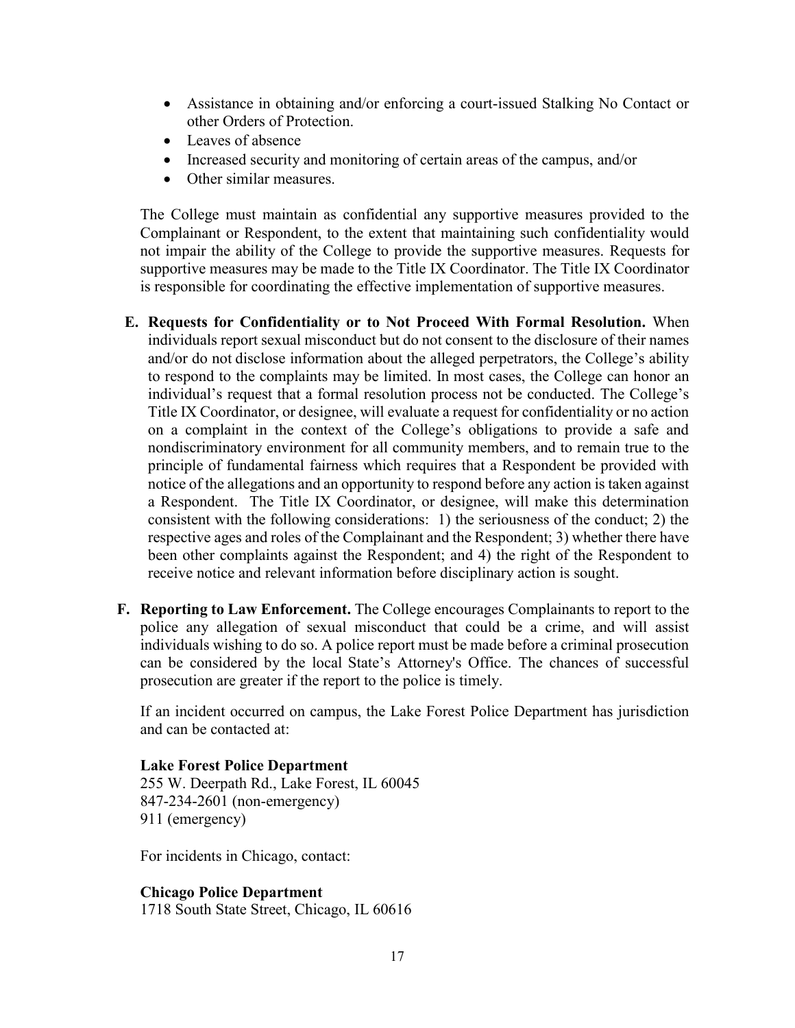- Assistance in obtaining and/or enforcing a court-issued Stalking No Contact or other Orders of Protection.
- Leaves of absence
- Increased security and monitoring of certain areas of the campus, and/or
- Other similar measures.

The College must maintain as confidential any supportive measures provided to the Complainant or Respondent, to the extent that maintaining such confidentiality would not impair the ability of the College to provide the supportive measures. Requests for supportive measures may be made to the Title IX Coordinator. The Title IX Coordinator is responsible for coordinating the effective implementation of supportive measures.

**E. Requests for Confidentiality or to Not Proceed With Formal Resolution.** When individuals report sexual misconduct but do not consent to the disclosure of their names and/or do not disclose information about the alleged perpetrators, the College's ability to respond to the complaints may be limited. In most cases, the College can honor an individual's request that a formal resolution process not be conducted. The College's Title IX Coordinator, or designee, will evaluate a request for confidentiality or no action on a complaint in the context of the College's obligations to provide a safe and nondiscriminatory environment for all community members, and to remain true to the principle of fundamental fairness which requires that a Respondent be provided with notice of the allegations and an opportunity to respond before any action is taken against a Respondent. The Title IX Coordinator, or designee, will make this determination consistent with the following considerations: 1) the seriousness of the conduct; 2) the respective ages and roles of the Complainant and the Respondent; 3) whether there have been other complaints against the Respondent; and 4) the right of the Respondent to receive notice and relevant information before disciplinary action is sought.

**F. Reporting to Law Enforcement.** The College encourages Complainants to report to the police any allegation of sexual misconduct that could be a crime, and will assist individuals wishing to do so. A police report must be made before a criminal prosecution can be considered by the local State's Attorney's Office. The chances of successful prosecution are greater if the report to the police is timely.

If an incident occurred on campus, the Lake Forest Police Department has jurisdiction and can be contacted at:

**Lake Forest Police Department**
255 W. Deerpath Rd., Lake Forest, IL 60045
847-234-2601 (non-emergency)
911 (emergency)

For incidents in Chicago, contact:

**Chicago Police Department**
1718 South State Street, Chicago, IL 60616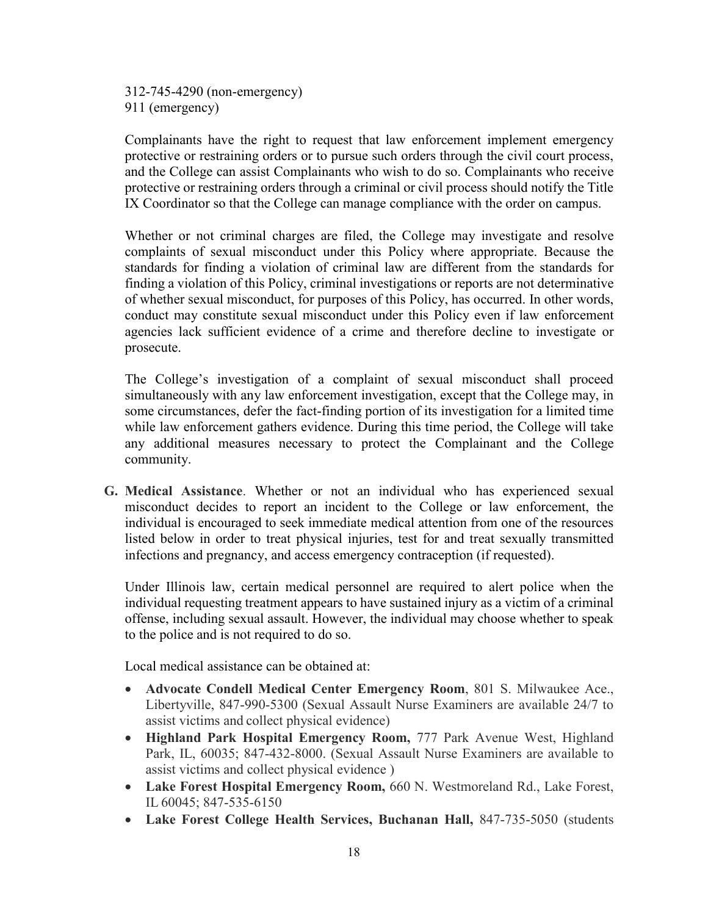312-745-4290 (non-emergency)
911 (emergency)

Complainants have the right to request that law enforcement implement emergency protective or restraining orders or to pursue such orders through the civil court process, and the College can assist Complainants who wish to do so. Complainants who receive protective or restraining orders through a criminal or civil process should notify the Title IX Coordinator so that the College can manage compliance with the order on campus.

Whether or not criminal charges are filed, the College may investigate and resolve complaints of sexual misconduct under this Policy where appropriate. Because the standards for finding a violation of criminal law are different from the standards for finding a violation of this Policy, criminal investigations or reports are not determinative of whether sexual misconduct, for purposes of this Policy, has occurred. In other words, conduct may constitute sexual misconduct under this Policy even if law enforcement agencies lack sufficient evidence of a crime and therefore decline to investigate or prosecute.

The College's investigation of a complaint of sexual misconduct shall proceed simultaneously with any law enforcement investigation, except that the College may, in some circumstances, defer the fact-finding portion of its investigation for a limited time while law enforcement gathers evidence. During this time period, the College will take any additional measures necessary to protect the Complainant and the College community.

**G. Medical Assistance**. Whether or not an individual who has experienced sexual misconduct decides to report an incident to the College or law enforcement, the individual is encouraged to seek immediate medical attention from one of the resources listed below in order to treat physical injuries, test for and treat sexually transmitted infections and pregnancy, and access emergency contraception (if requested).

Under Illinois law, certain medical personnel are required to alert police when the individual requesting treatment appears to have sustained injury as a victim of a criminal offense, including sexual assault. However, the individual may choose whether to speak to the police and is not required to do so.

Local medical assistance can be obtained at:

- **Advocate Condell Medical Center Emergency Room**, 801 S. Milwaukee Ace., Libertyville, 847-990-5300 (Sexual Assault Nurse Examiners are available 24/7 to assist victims and collect physical evidence)
- **Highland Park Hospital Emergency Room,** 777 Park Avenue West, Highland Park, IL, 60035; 847-432-8000. (Sexual Assault Nurse Examiners are available to assist victims and collect physical evidence )
- **Lake Forest Hospital Emergency Room,** 660 N. Westmoreland Rd., Lake Forest, IL 60045; 847-535-6150
- **Lake Forest College Health Services, Buchanan Hall,** 847-735-5050 (students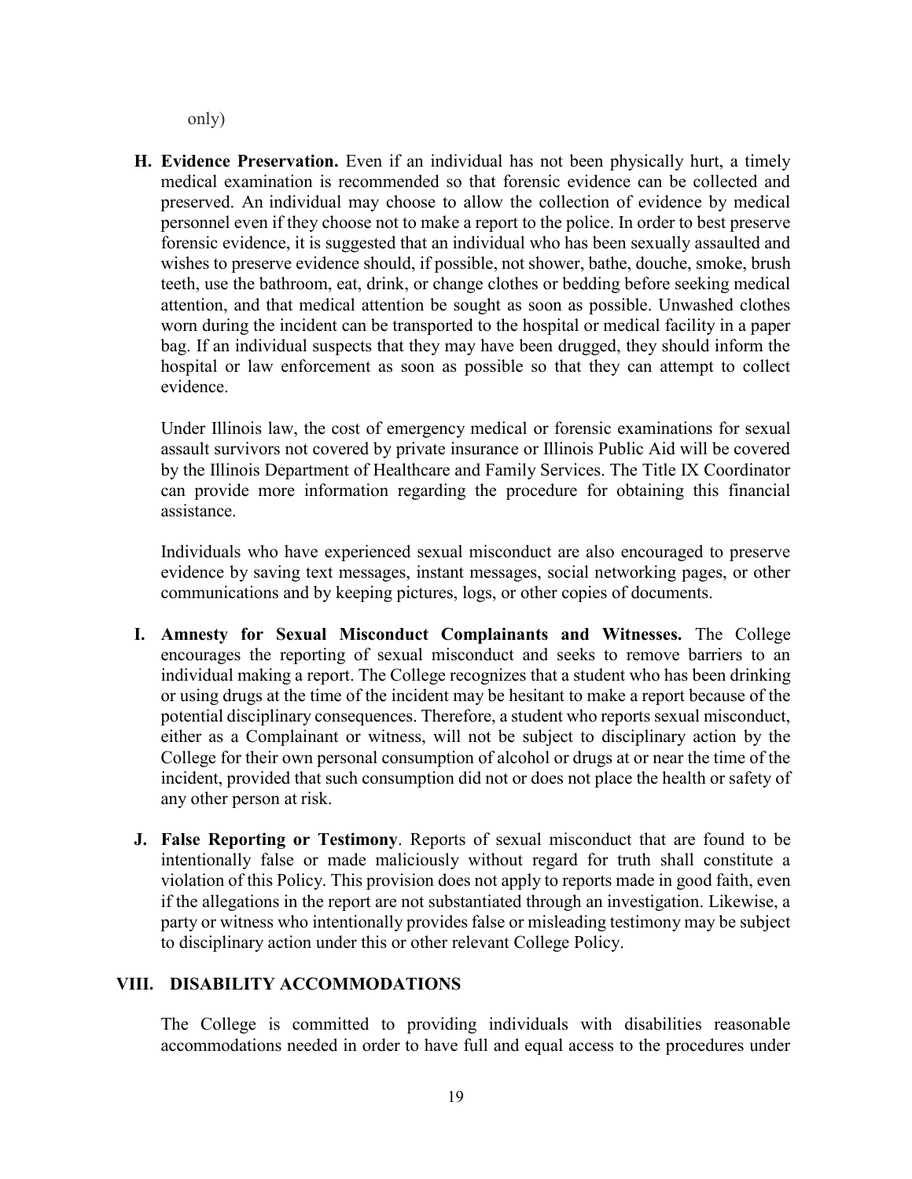only)

**H. Evidence Preservation.** Even if an individual has not been physically hurt, a timely medical examination is recommended so that forensic evidence can be collected and preserved. An individual may choose to allow the collection of evidence by medical personnel even if they choose not to make a report to the police. In order to best preserve forensic evidence, it is suggested that an individual who has been sexually assaulted and wishes to preserve evidence should, if possible, not shower, bathe, douche, smoke, brush teeth, use the bathroom, eat, drink, or change clothes or bedding before seeking medical attention, and that medical attention be sought as soon as possible. Unwashed clothes worn during the incident can be transported to the hospital or medical facility in a paper bag. If an individual suspects that they may have been drugged, they should inform the hospital or law enforcement as soon as possible so that they can attempt to collect evidence.

Under Illinois law, the cost of emergency medical or forensic examinations for sexual assault survivors not covered by private insurance or Illinois Public Aid will be covered by the Illinois Department of Healthcare and Family Services. The Title IX Coordinator can provide more information regarding the procedure for obtaining this financial assistance.

Individuals who have experienced sexual misconduct are also encouraged to preserve evidence by saving text messages, instant messages, social networking pages, or other communications and by keeping pictures, logs, or other copies of documents.

**I. Amnesty for Sexual Misconduct Complainants and Witnesses.** The College encourages the reporting of sexual misconduct and seeks to remove barriers to an individual making a report. The College recognizes that a student who has been drinking or using drugs at the time of the incident may be hesitant to make a report because of the potential disciplinary consequences. Therefore, a student who reports sexual misconduct, either as a Complainant or witness, will not be subject to disciplinary action by the College for their own personal consumption of alcohol or drugs at or near the time of the incident, provided that such consumption did not or does not place the health or safety of any other person at risk.

**J. False Reporting or Testimony**. Reports of sexual misconduct that are found to be intentionally false or made maliciously without regard for truth shall constitute a violation of this Policy. This provision does not apply to reports made in good faith, even if the allegations in the report are not substantiated through an investigation. Likewise, a party or witness who intentionally provides false or misleading testimony may be subject to disciplinary action under this or other relevant College Policy.

## VIII. DISABILITY ACCOMMODATIONS

The College is committed to providing individuals with disabilities reasonable accommodations needed in order to have full and equal access to the procedures under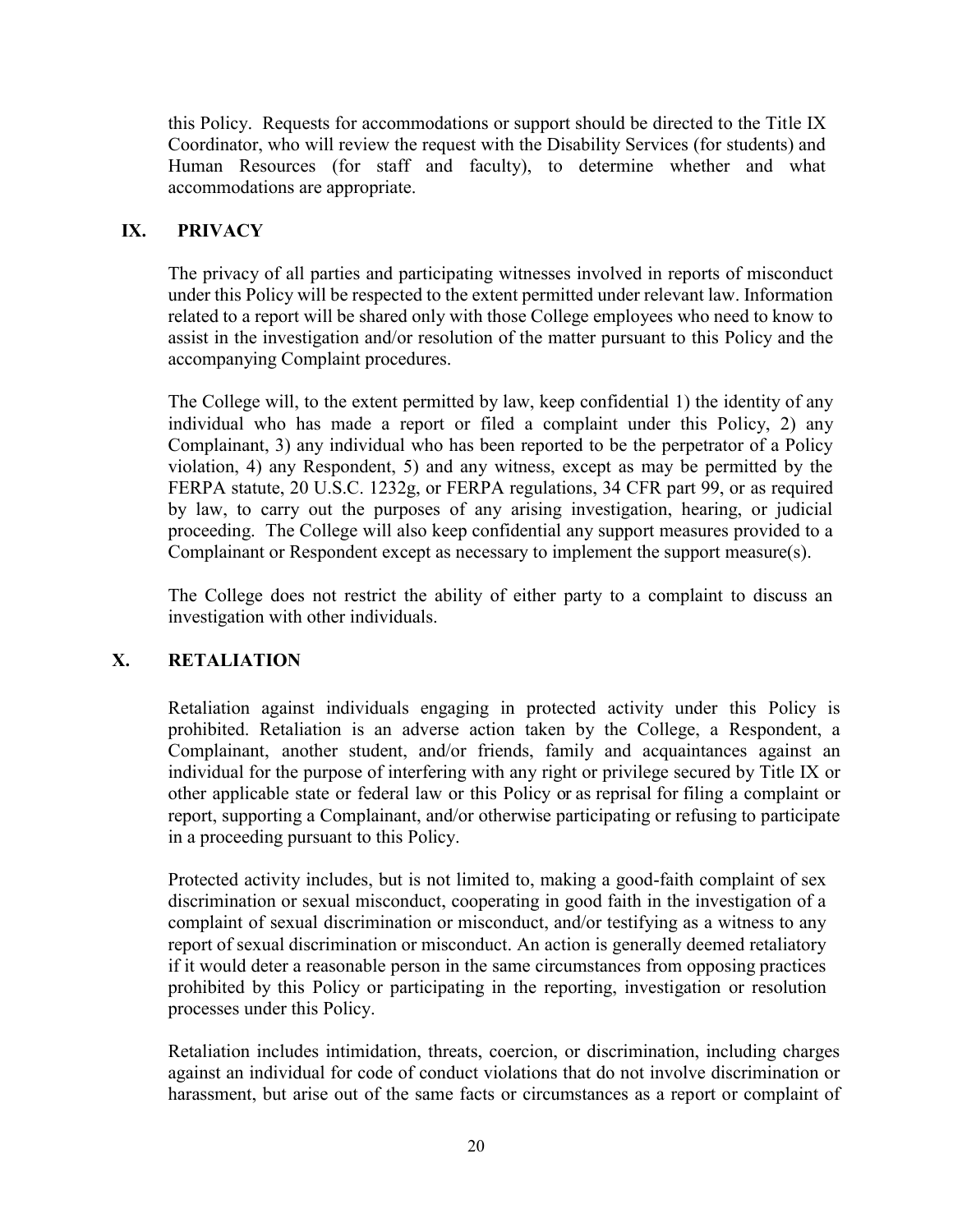this Policy. Requests for accommodations or support should be directed to the Title IX Coordinator, who will review the request with the Disability Services (for students) and Human Resources (for staff and faculty), to determine whether and what accommodations are appropriate.

## IX. PRIVACY

The privacy of all parties and participating witnesses involved in reports of misconduct under this Policy will be respected to the extent permitted under relevant law. Information related to a report will be shared only with those College employees who need to know to assist in the investigation and/or resolution of the matter pursuant to this Policy and the accompanying Complaint procedures.

The College will, to the extent permitted by law, keep confidential 1) the identity of any individual who has made a report or filed a complaint under this Policy, 2) any Complainant, 3) any individual who has been reported to be the perpetrator of a Policy violation, 4) any Respondent, 5) and any witness, except as may be permitted by the FERPA statute, 20 U.S.C. 1232g, or FERPA regulations, 34 CFR part 99, or as required by law, to carry out the purposes of any arising investigation, hearing, or judicial proceeding. The College will also keep confidential any support measures provided to a Complainant or Respondent except as necessary to implement the support measure(s).

The College does not restrict the ability of either party to a complaint to discuss an investigation with other individuals.

## X. RETALIATION

Retaliation against individuals engaging in protected activity under this Policy is prohibited. Retaliation is an adverse action taken by the College, a Respondent, a Complainant, another student, and/or friends, family and acquaintances against an individual for the purpose of interfering with any right or privilege secured by Title IX or other applicable state or federal law or this Policy or as reprisal for filing a complaint or report, supporting a Complainant, and/or otherwise participating or refusing to participate in a proceeding pursuant to this Policy.

Protected activity includes, but is not limited to, making a good-faith complaint of sex discrimination or sexual misconduct, cooperating in good faith in the investigation of a complaint of sexual discrimination or misconduct, and/or testifying as a witness to any report of sexual discrimination or misconduct. An action is generally deemed retaliatory if it would deter a reasonable person in the same circumstances from opposing practices prohibited by this Policy or participating in the reporting, investigation or resolution processes under this Policy.

Retaliation includes intimidation, threats, coercion, or discrimination, including charges against an individual for code of conduct violations that do not involve discrimination or harassment, but arise out of the same facts or circumstances as a report or complaint of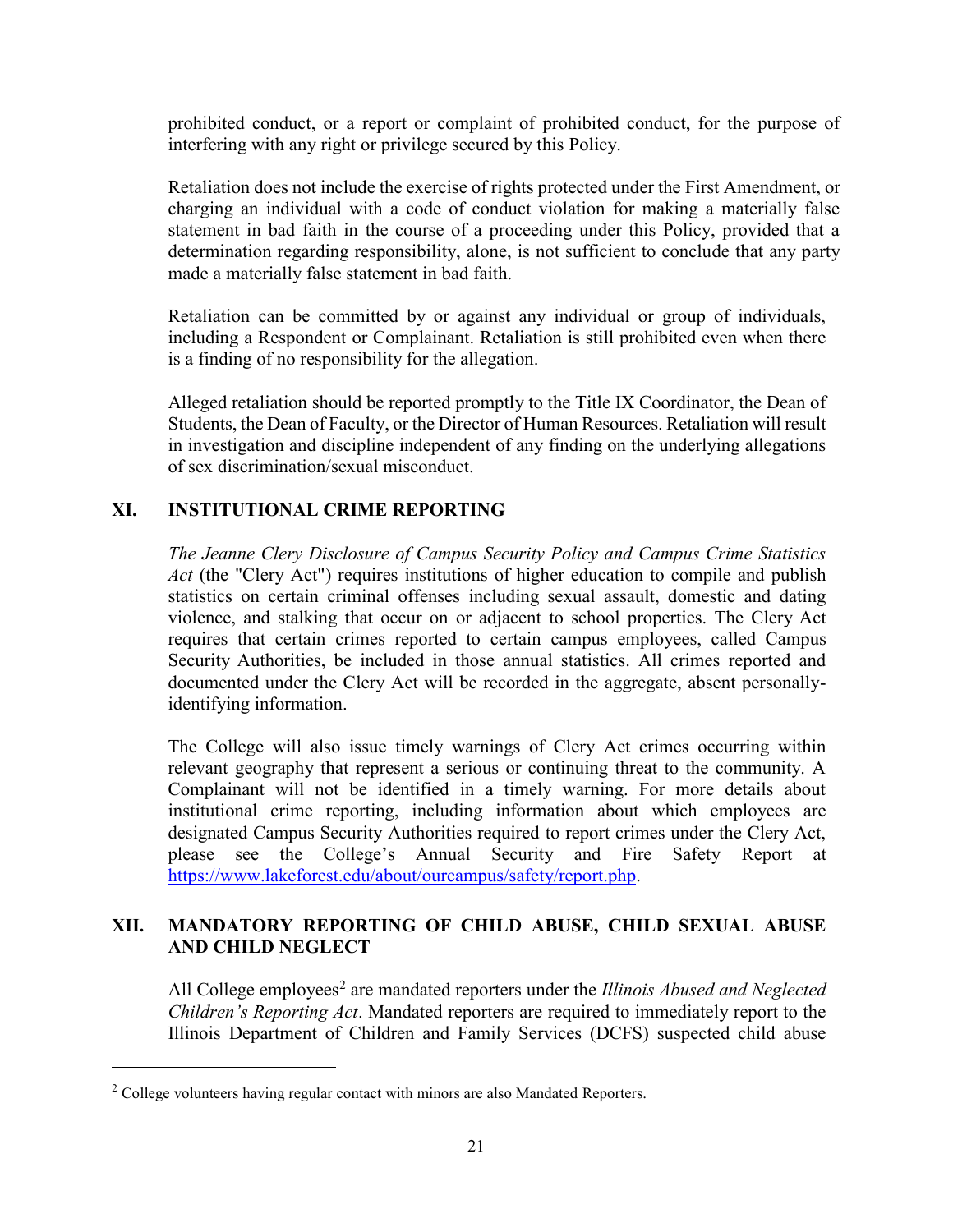prohibited conduct, or a report or complaint of prohibited conduct, for the purpose of interfering with any right or privilege secured by this Policy.

Retaliation does not include the exercise of rights protected under the First Amendment, or charging an individual with a code of conduct violation for making a materially false statement in bad faith in the course of a proceeding under this Policy, provided that a determination regarding responsibility, alone, is not sufficient to conclude that any party made a materially false statement in bad faith.

Retaliation can be committed by or against any individual or group of individuals, including a Respondent or Complainant. Retaliation is still prohibited even when there is a finding of no responsibility for the allegation.

Alleged retaliation should be reported promptly to the Title IX Coordinator, the Dean of Students, the Dean of Faculty, or the Director of Human Resources. Retaliation will result in investigation and discipline independent of any finding on the underlying allegations of sex discrimination/sexual misconduct.

## XI. INSTITUTIONAL CRIME REPORTING

*The Jeanne Clery Disclosure of Campus Security Policy and Campus Crime Statistics Act* (the "Clery Act") requires institutions of higher education to compile and publish statistics on certain criminal offenses including sexual assault, domestic and dating violence, and stalking that occur on or adjacent to school properties. The Clery Act requires that certain crimes reported to certain campus employees, called Campus Security Authorities, be included in those annual statistics. All crimes reported and documented under the Clery Act will be recorded in the aggregate, absent personally-identifying information.

The College will also issue timely warnings of Clery Act crimes occurring within relevant geography that represent a serious or continuing threat to the community. A Complainant will not be identified in a timely warning. For more details about institutional crime reporting, including information about which employees are designated Campus Security Authorities required to report crimes under the Clery Act, please see the College's Annual Security and Fire Safety Report at https://www.lakeforest.edu/about/ourcampus/safety/report.php.

## XII. MANDATORY REPORTING OF CHILD ABUSE, CHILD SEXUAL ABUSE AND CHILD NEGLECT

All College employees[2] are mandated reporters under the *Illinois Abused and Neglected Children's Reporting Act*. Mandated reporters are required to immediately report to the Illinois Department of Children and Family Services (DCFS) suspected child abuse

[2] College volunteers having regular contact with minors are also Mandated Reporters.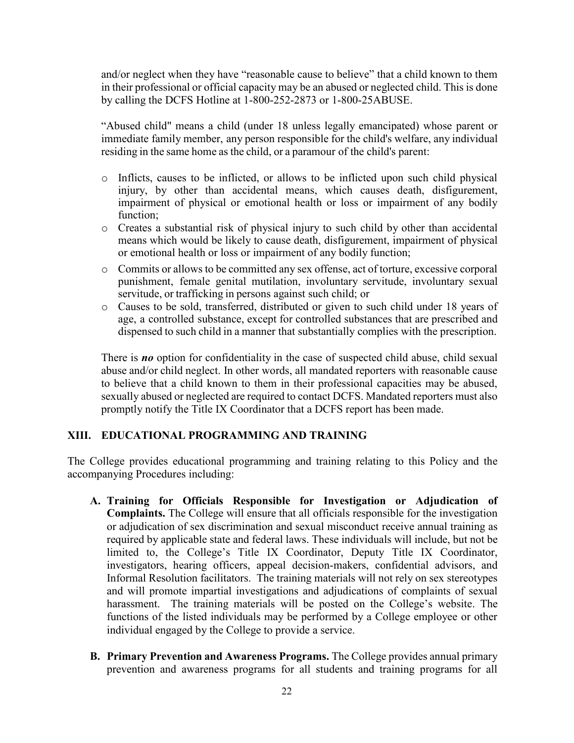and/or neglect when they have "reasonable cause to believe" that a child known to them in their professional or official capacity may be an abused or neglected child. This is done by calling the DCFS Hotline at 1-800-252-2873 or 1-800-25ABUSE.

"Abused child" means a child (under 18 unless legally emancipated) whose parent or immediate family member, any person responsible for the child's welfare, any individual residing in the same home as the child, or a paramour of the child's parent:

- Inflicts, causes to be inflicted, or allows to be inflicted upon such child physical injury, by other than accidental means, which causes death, disfigurement, impairment of physical or emotional health or loss or impairment of any bodily function;
- Creates a substantial risk of physical injury to such child by other than accidental means which would be likely to cause death, disfigurement, impairment of physical or emotional health or loss or impairment of any bodily function;
- Commits or allows to be committed any sex offense, act of torture, excessive corporal punishment, female genital mutilation, involuntary servitude, involuntary sexual servitude, or trafficking in persons against such child; or
- Causes to be sold, transferred, distributed or given to such child under 18 years of age, a controlled substance, except for controlled substances that are prescribed and dispensed to such child in a manner that substantially complies with the prescription.

There is ***no*** option for confidentiality in the case of suspected child abuse, child sexual abuse and/or child neglect. In other words, all mandated reporters with reasonable cause to believe that a child known to them in their professional capacities may be abused, sexually abused or neglected are required to contact DCFS. Mandated reporters must also promptly notify the Title IX Coordinator that a DCFS report has been made.

## XIII. EDUCATIONAL PROGRAMMING AND TRAINING

The College provides educational programming and training relating to this Policy and the accompanying Procedures including:

A. **Training for Officials Responsible for Investigation or Adjudication of Complaints.** The College will ensure that all officials responsible for the investigation or adjudication of sex discrimination and sexual misconduct receive annual training as required by applicable state and federal laws. These individuals will include, but not be limited to, the College's Title IX Coordinator, Deputy Title IX Coordinator, investigators, hearing officers, appeal decision-makers, confidential advisors, and Informal Resolution facilitators. The training materials will not rely on sex stereotypes and will promote impartial investigations and adjudications of complaints of sexual harassment. The training materials will be posted on the College's website. The functions of the listed individuals may be performed by a College employee or other individual engaged by the College to provide a service.

B. **Primary Prevention and Awareness Programs.** The College provides annual primary prevention and awareness programs for all students and training programs for all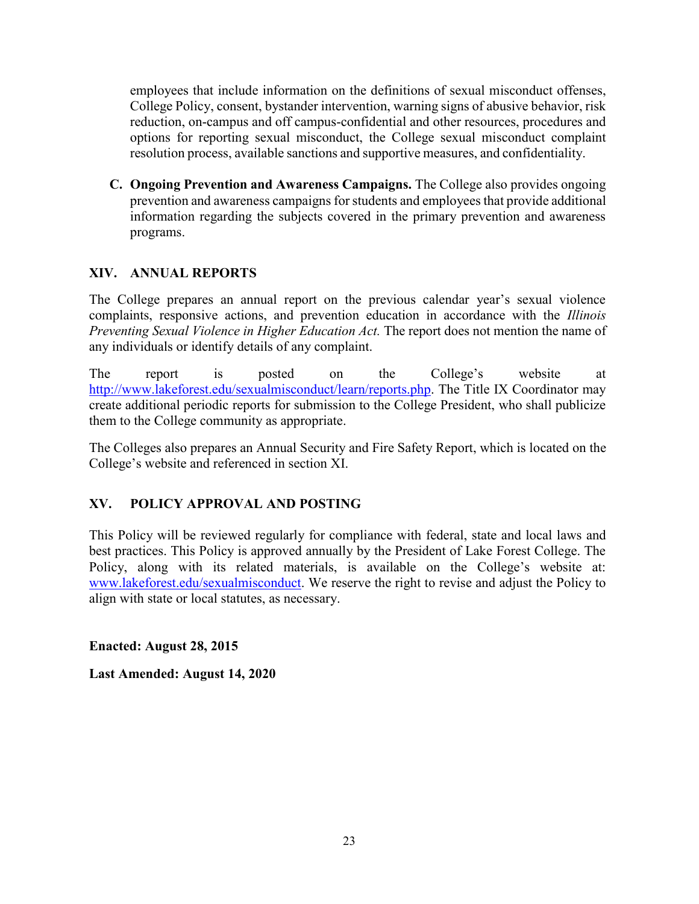employees that include information on the definitions of sexual misconduct offenses, College Policy, consent, bystander intervention, warning signs of abusive behavior, risk reduction, on-campus and off campus-confidential and other resources, procedures and options for reporting sexual misconduct, the College sexual misconduct complaint resolution process, available sanctions and supportive measures, and confidentiality.

**C. Ongoing Prevention and Awareness Campaigns.** The College also provides ongoing prevention and awareness campaigns for students and employees that provide additional information regarding the subjects covered in the primary prevention and awareness programs.

## XIV. ANNUAL REPORTS

The College prepares an annual report on the previous calendar year's sexual violence complaints, responsive actions, and prevention education in accordance with the *Illinois Preventing Sexual Violence in Higher Education Act.* The report does not mention the name of any individuals or identify details of any complaint.

The report is posted on the College's website at http://www.lakeforest.edu/sexualmisconduct/learn/reports.php. The Title IX Coordinator may create additional periodic reports for submission to the College President, who shall publicize them to the College community as appropriate.

The Colleges also prepares an Annual Security and Fire Safety Report, which is located on the College's website and referenced in section XI.

## XV. POLICY APPROVAL AND POSTING

This Policy will be reviewed regularly for compliance with federal, state and local laws and best practices. This Policy is approved annually by the President of Lake Forest College. The Policy, along with its related materials, is available on the College's website at: www.lakeforest.edu/sexualmisconduct. We reserve the right to revise and adjust the Policy to align with state or local statutes, as necessary.

**Enacted: August 28, 2015**

**Last Amended: August 14, 2020**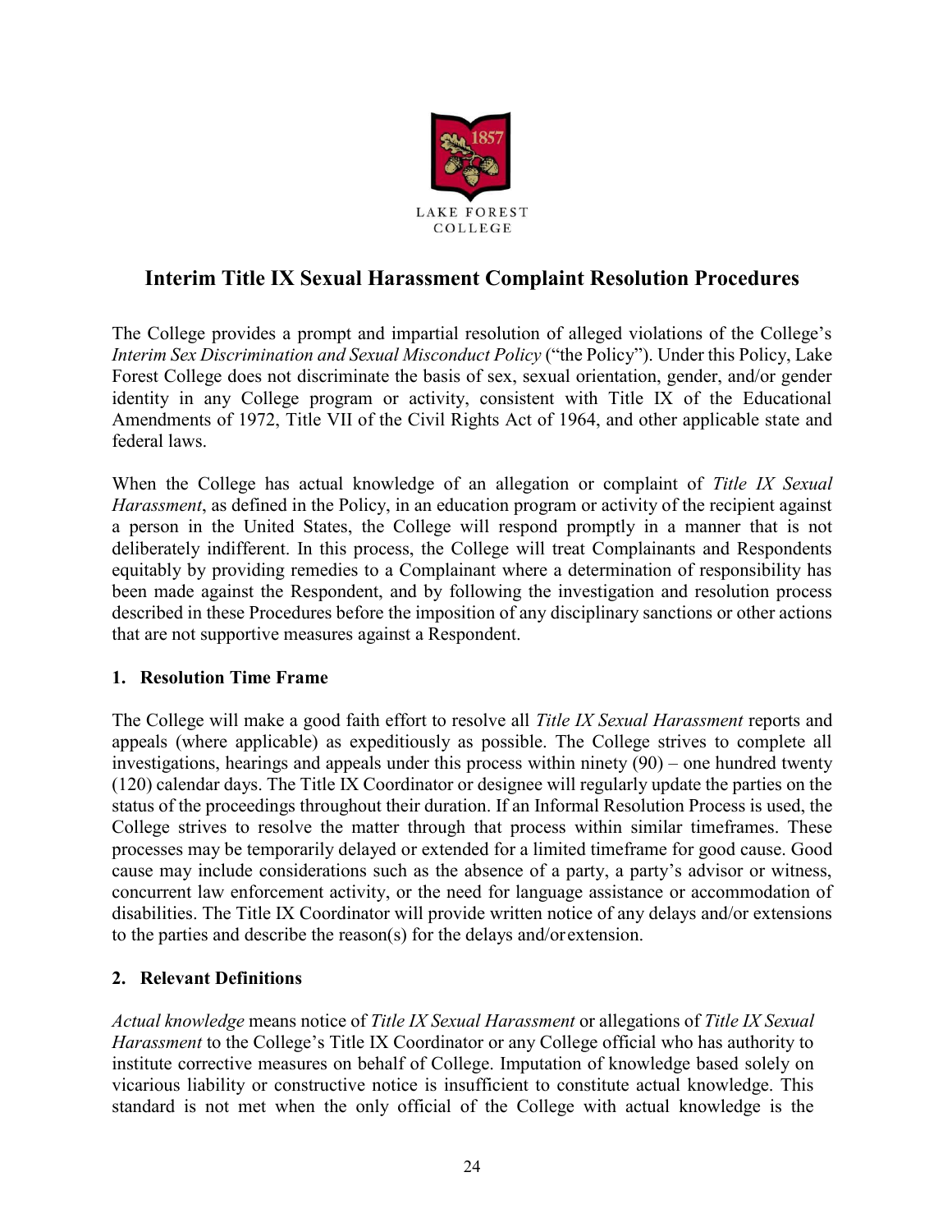# Interim Title IX Sexual Harassment Complaint Resolution Procedures

The College provides a prompt and impartial resolution of alleged violations of the College's *Interim Sex Discrimination and Sexual Misconduct Policy* ("the Policy"). Under this Policy, Lake Forest College does not discriminate the basis of sex, sexual orientation, gender, and/or gender identity in any College program or activity, consistent with Title IX of the Educational Amendments of 1972, Title VII of the Civil Rights Act of 1964, and other applicable state and federal laws.

When the College has actual knowledge of an allegation or complaint of *Title IX Sexual Harassment*, as defined in the Policy, in an education program or activity of the recipient against a person in the United States, the College will respond promptly in a manner that is not deliberately indifferent. In this process, the College will treat Complainants and Respondents equitably by providing remedies to a Complainant where a determination of responsibility has been made against the Respondent, and by following the investigation and resolution process described in these Procedures before the imposition of any disciplinary sanctions or other actions that are not supportive measures against a Respondent.

## 1. Resolution Time Frame

The College will make a good faith effort to resolve all *Title IX Sexual Harassment* reports and appeals (where applicable) as expeditiously as possible. The College strives to complete all investigations, hearings and appeals under this process within ninety (90) – one hundred twenty (120) calendar days. The Title IX Coordinator or designee will regularly update the parties on the status of the proceedings throughout their duration. If an Informal Resolution Process is used, the College strives to resolve the matter through that process within similar timeframes. These processes may be temporarily delayed or extended for a limited timeframe for good cause. Good cause may include considerations such as the absence of a party, a party's advisor or witness, concurrent law enforcement activity, or the need for language assistance or accommodation of disabilities. The Title IX Coordinator will provide written notice of any delays and/or extensions to the parties and describe the reason(s) for the delays and/or extension.

## 2. Relevant Definitions

*Actual knowledge* means notice of *Title IX Sexual Harassment* or allegations of *Title IX Sexual Harassment* to the College's Title IX Coordinator or any College official who has authority to institute corrective measures on behalf of College. Imputation of knowledge based solely on vicarious liability or constructive notice is insufficient to constitute actual knowledge. This standard is not met when the only official of the College with actual knowledge is the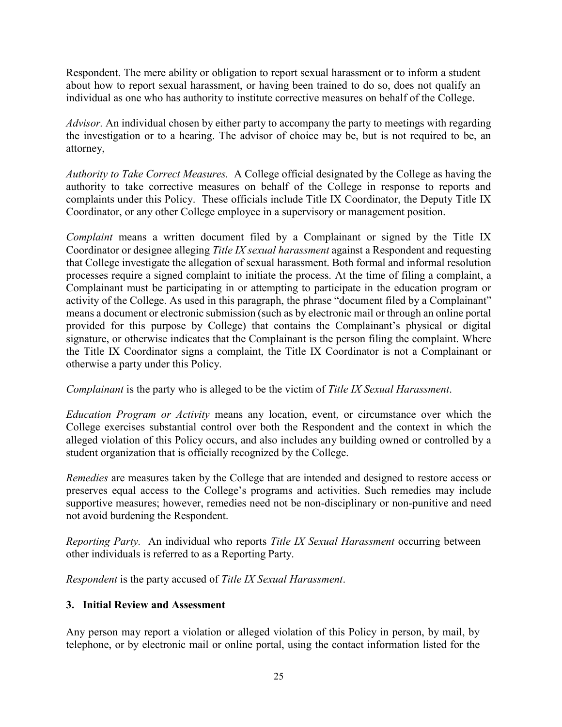Respondent. The mere ability or obligation to report sexual harassment or to inform a student about how to report sexual harassment, or having been trained to do so, does not qualify an individual as one who has authority to institute corrective measures on behalf of the College.

*Advisor.* An individual chosen by either party to accompany the party to meetings with regarding the investigation or to a hearing. The advisor of choice may be, but is not required to be, an attorney,

*Authority to Take Correct Measures.* A College official designated by the College as having the authority to take corrective measures on behalf of the College in response to reports and complaints under this Policy. These officials include Title IX Coordinator, the Deputy Title IX Coordinator, or any other College employee in a supervisory or management position.

*Complaint* means a written document filed by a Complainant or signed by the Title IX Coordinator or designee alleging *Title IX sexual harassment* against a Respondent and requesting that College investigate the allegation of sexual harassment. Both formal and informal resolution processes require a signed complaint to initiate the process. At the time of filing a complaint, a Complainant must be participating in or attempting to participate in the education program or activity of the College. As used in this paragraph, the phrase "document filed by a Complainant" means a document or electronic submission (such as by electronic mail or through an online portal provided for this purpose by College) that contains the Complainant's physical or digital signature, or otherwise indicates that the Complainant is the person filing the complaint. Where the Title IX Coordinator signs a complaint, the Title IX Coordinator is not a Complainant or otherwise a party under this Policy.

*Complainant* is the party who is alleged to be the victim of *Title IX Sexual Harassment*.

*Education Program or Activity* means any location, event, or circumstance over which the College exercises substantial control over both the Respondent and the context in which the alleged violation of this Policy occurs, and also includes any building owned or controlled by a student organization that is officially recognized by the College.

*Remedies* are measures taken by the College that are intended and designed to restore access or preserves equal access to the College's programs and activities. Such remedies may include supportive measures; however, remedies need not be non-disciplinary or non-punitive and need not avoid burdening the Respondent.

*Reporting Party.* An individual who reports *Title IX Sexual Harassment* occurring between other individuals is referred to as a Reporting Party.

*Respondent* is the party accused of *Title IX Sexual Harassment*.

### 3. Initial Review and Assessment

Any person may report a violation or alleged violation of this Policy in person, by mail, by telephone, or by electronic mail or online portal, using the contact information listed for the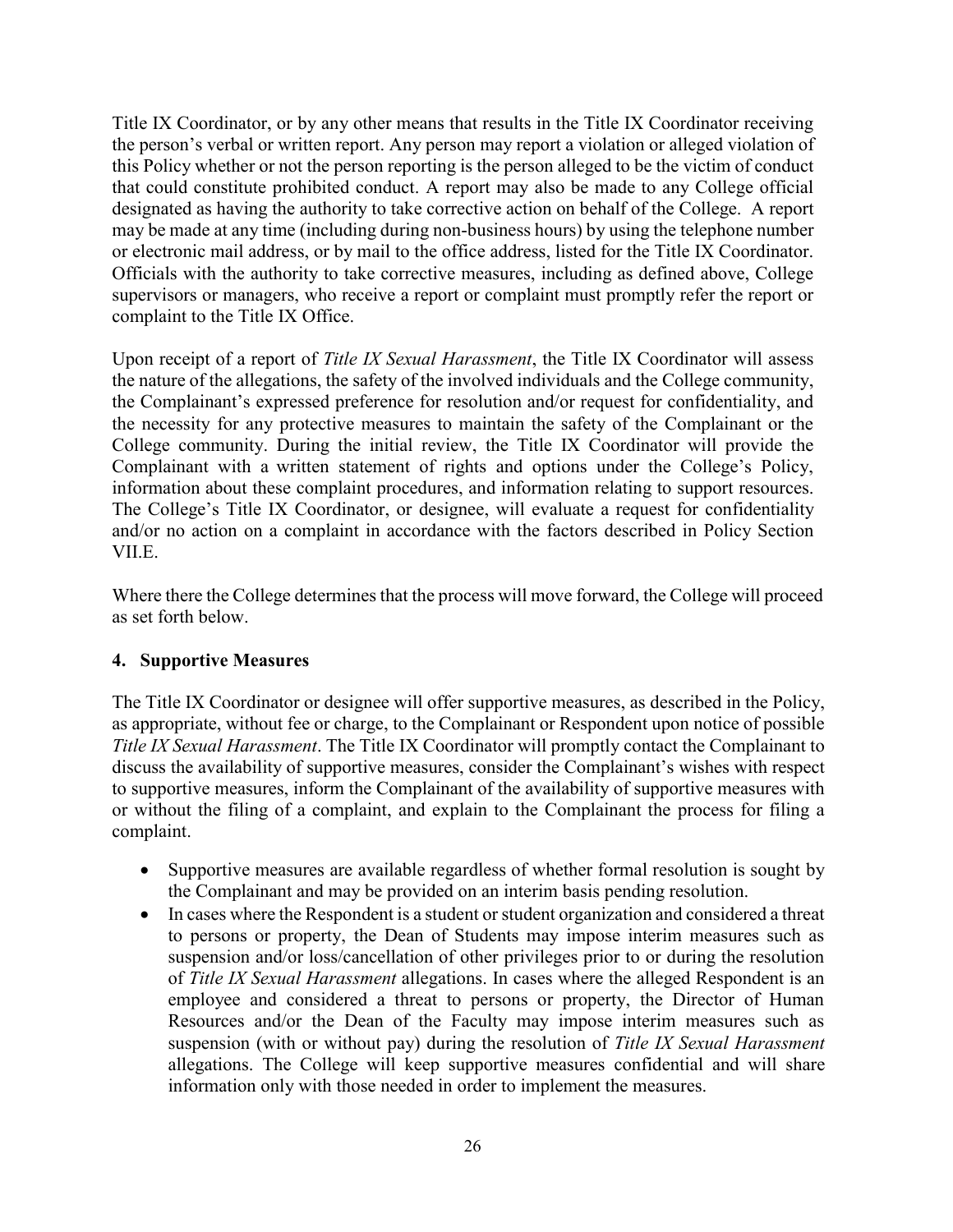Title IX Coordinator, or by any other means that results in the Title IX Coordinator receiving the person's verbal or written report. Any person may report a violation or alleged violation of this Policy whether or not the person reporting is the person alleged to be the victim of conduct that could constitute prohibited conduct. A report may also be made to any College official designated as having the authority to take corrective action on behalf of the College. A report may be made at any time (including during non-business hours) by using the telephone number or electronic mail address, or by mail to the office address, listed for the Title IX Coordinator. Officials with the authority to take corrective measures, including as defined above, College supervisors or managers, who receive a report or complaint must promptly refer the report or complaint to the Title IX Office.

Upon receipt of a report of *Title IX Sexual Harassment*, the Title IX Coordinator will assess the nature of the allegations, the safety of the involved individuals and the College community, the Complainant's expressed preference for resolution and/or request for confidentiality, and the necessity for any protective measures to maintain the safety of the Complainant or the College community. During the initial review, the Title IX Coordinator will provide the Complainant with a written statement of rights and options under the College's Policy, information about these complaint procedures, and information relating to support resources. The College's Title IX Coordinator, or designee, will evaluate a request for confidentiality and/or no action on a complaint in accordance with the factors described in Policy Section VII.E.

Where there the College determines that the process will move forward, the College will proceed as set forth below.

**4. Supportive Measures**

The Title IX Coordinator or designee will offer supportive measures, as described in the Policy, as appropriate, without fee or charge, to the Complainant or Respondent upon notice of possible *Title IX Sexual Harassment*. The Title IX Coordinator will promptly contact the Complainant to discuss the availability of supportive measures, consider the Complainant's wishes with respect to supportive measures, inform the Complainant of the availability of supportive measures with or without the filing of a complaint, and explain to the Complainant the process for filing a complaint.

- Supportive measures are available regardless of whether formal resolution is sought by the Complainant and may be provided on an interim basis pending resolution.
- In cases where the Respondent is a student or student organization and considered a threat to persons or property, the Dean of Students may impose interim measures such as suspension and/or loss/cancellation of other privileges prior to or during the resolution of *Title IX Sexual Harassment* allegations. In cases where the alleged Respondent is an employee and considered a threat to persons or property, the Director of Human Resources and/or the Dean of the Faculty may impose interim measures such as suspension (with or without pay) during the resolution of *Title IX Sexual Harassment* allegations. The College will keep supportive measures confidential and will share information only with those needed in order to implement the measures.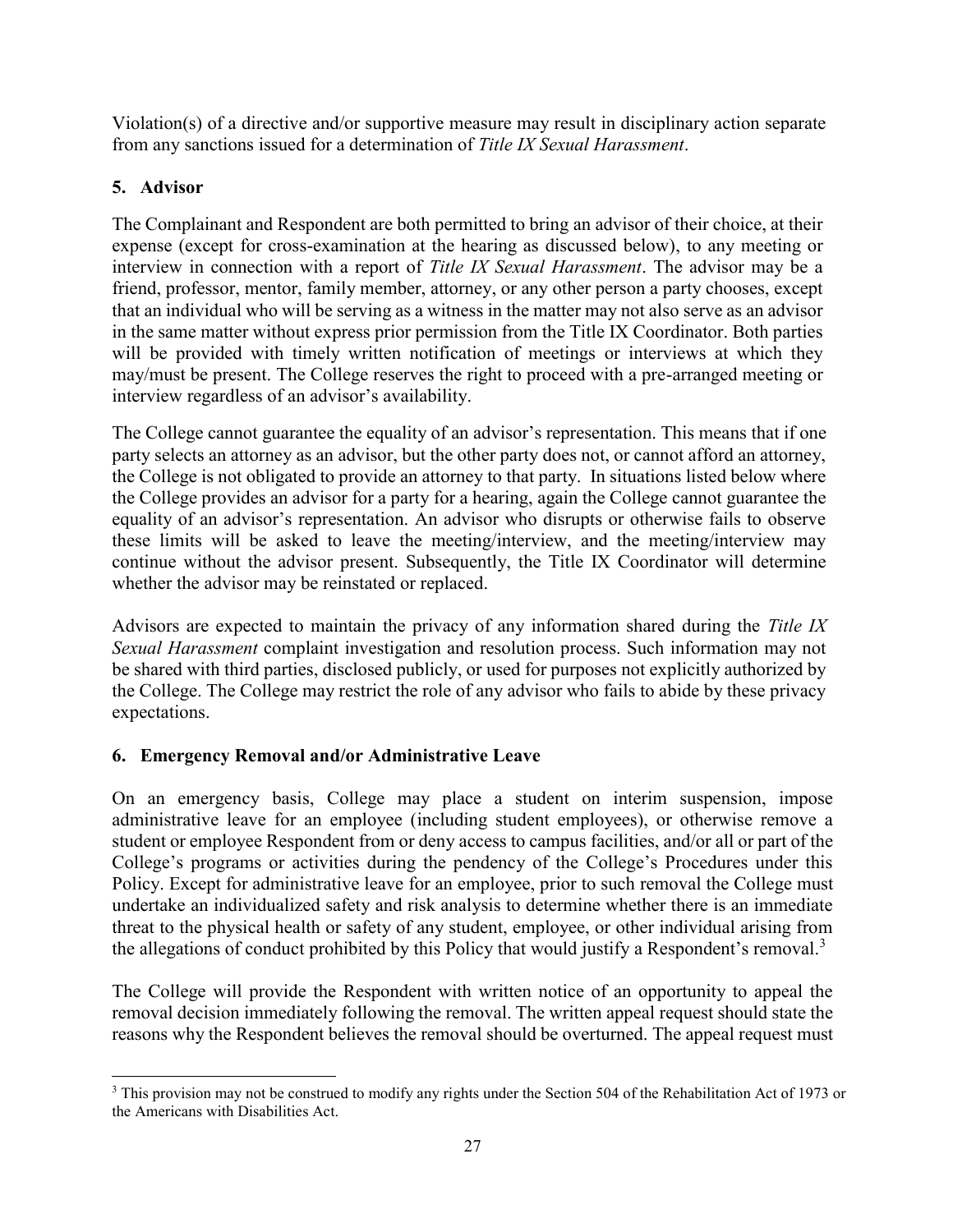Violation(s) of a directive and/or supportive measure may result in disciplinary action separate from any sanctions issued for a determination of *Title IX Sexual Harassment*.

## 5. Advisor

The Complainant and Respondent are both permitted to bring an advisor of their choice, at their expense (except for cross-examination at the hearing as discussed below), to any meeting or interview in connection with a report of *Title IX Sexual Harassment*. The advisor may be a friend, professor, mentor, family member, attorney, or any other person a party chooses, except that an individual who will be serving as a witness in the matter may not also serve as an advisor in the same matter without express prior permission from the Title IX Coordinator. Both parties will be provided with timely written notification of meetings or interviews at which they may/must be present. The College reserves the right to proceed with a pre-arranged meeting or interview regardless of an advisor's availability.

The College cannot guarantee the equality of an advisor's representation. This means that if one party selects an attorney as an advisor, but the other party does not, or cannot afford an attorney, the College is not obligated to provide an attorney to that party. In situations listed below where the College provides an advisor for a party for a hearing, again the College cannot guarantee the equality of an advisor's representation. An advisor who disrupts or otherwise fails to observe these limits will be asked to leave the meeting/interview, and the meeting/interview may continue without the advisor present. Subsequently, the Title IX Coordinator will determine whether the advisor may be reinstated or replaced.

Advisors are expected to maintain the privacy of any information shared during the *Title IX Sexual Harassment* complaint investigation and resolution process. Such information may not be shared with third parties, disclosed publicly, or used for purposes not explicitly authorized by the College. The College may restrict the role of any advisor who fails to abide by these privacy expectations.

## 6. Emergency Removal and/or Administrative Leave

On an emergency basis, College may place a student on interim suspension, impose administrative leave for an employee (including student employees), or otherwise remove a student or employee Respondent from or deny access to campus facilities, and/or all or part of the College's programs or activities during the pendency of the College's Procedures under this Policy. Except for administrative leave for an employee, prior to such removal the College must undertake an individualized safety and risk analysis to determine whether there is an immediate threat to the physical health or safety of any student, employee, or other individual arising from the allegations of conduct prohibited by this Policy that would justify a Respondent's removal.[3]

The College will provide the Respondent with written notice of an opportunity to appeal the removal decision immediately following the removal. The written appeal request should state the reasons why the Respondent believes the removal should be overturned. The appeal request must

[3] This provision may not be construed to modify any rights under the Section 504 of the Rehabilitation Act of 1973 or the Americans with Disabilities Act.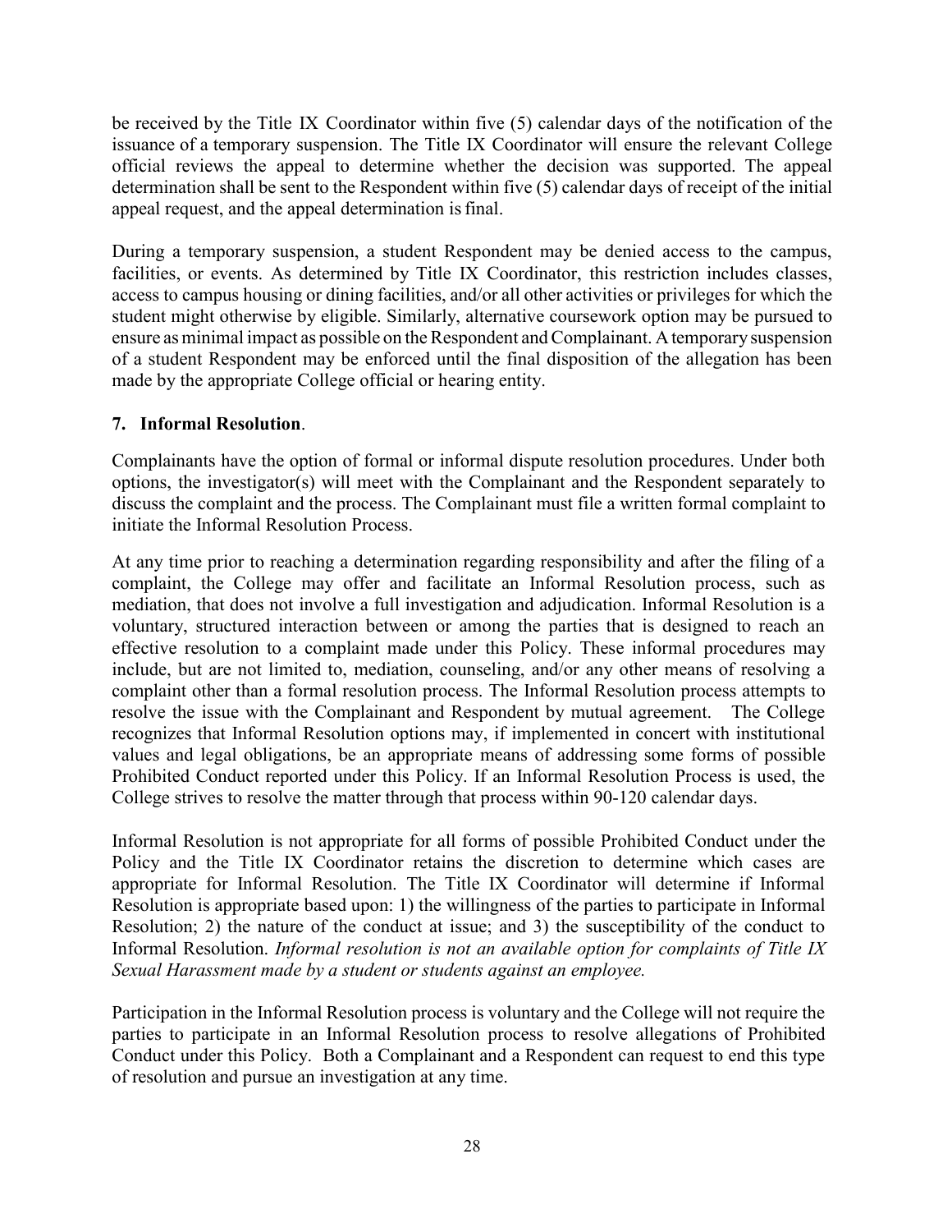be received by the Title IX Coordinator within five (5) calendar days of the notification of the issuance of a temporary suspension. The Title IX Coordinator will ensure the relevant College official reviews the appeal to determine whether the decision was supported. The appeal determination shall be sent to the Respondent within five (5) calendar days of receipt of the initial appeal request, and the appeal determination is final.

During a temporary suspension, a student Respondent may be denied access to the campus, facilities, or events. As determined by Title IX Coordinator, this restriction includes classes, access to campus housing or dining facilities, and/or all other activities or privileges for which the student might otherwise by eligible. Similarly, alternative coursework option may be pursued to ensure as minimal impact as possible on the Respondent and Complainant. A temporary suspension of a student Respondent may be enforced until the final disposition of the allegation has been made by the appropriate College official or hearing entity.

**7. Informal Resolution**.

Complainants have the option of formal or informal dispute resolution procedures. Under both options, the investigator(s) will meet with the Complainant and the Respondent separately to discuss the complaint and the process. The Complainant must file a written formal complaint to initiate the Informal Resolution Process.

At any time prior to reaching a determination regarding responsibility and after the filing of a complaint, the College may offer and facilitate an Informal Resolution process, such as mediation, that does not involve a full investigation and adjudication. Informal Resolution is a voluntary, structured interaction between or among the parties that is designed to reach an effective resolution to a complaint made under this Policy. These informal procedures may include, but are not limited to, mediation, counseling, and/or any other means of resolving a complaint other than a formal resolution process. The Informal Resolution process attempts to resolve the issue with the Complainant and Respondent by mutual agreement. The College recognizes that Informal Resolution options may, if implemented in concert with institutional values and legal obligations, be an appropriate means of addressing some forms of possible Prohibited Conduct reported under this Policy. If an Informal Resolution Process is used, the College strives to resolve the matter through that process within 90-120 calendar days.

Informal Resolution is not appropriate for all forms of possible Prohibited Conduct under the Policy and the Title IX Coordinator retains the discretion to determine which cases are appropriate for Informal Resolution. The Title IX Coordinator will determine if Informal Resolution is appropriate based upon: 1) the willingness of the parties to participate in Informal Resolution; 2) the nature of the conduct at issue; and 3) the susceptibility of the conduct to Informal Resolution. *Informal resolution is not an available option for complaints of Title IX Sexual Harassment made by a student or students against an employee.*

Participation in the Informal Resolution process is voluntary and the College will not require the parties to participate in an Informal Resolution process to resolve allegations of Prohibited Conduct under this Policy. Both a Complainant and a Respondent can request to end this type of resolution and pursue an investigation at any time.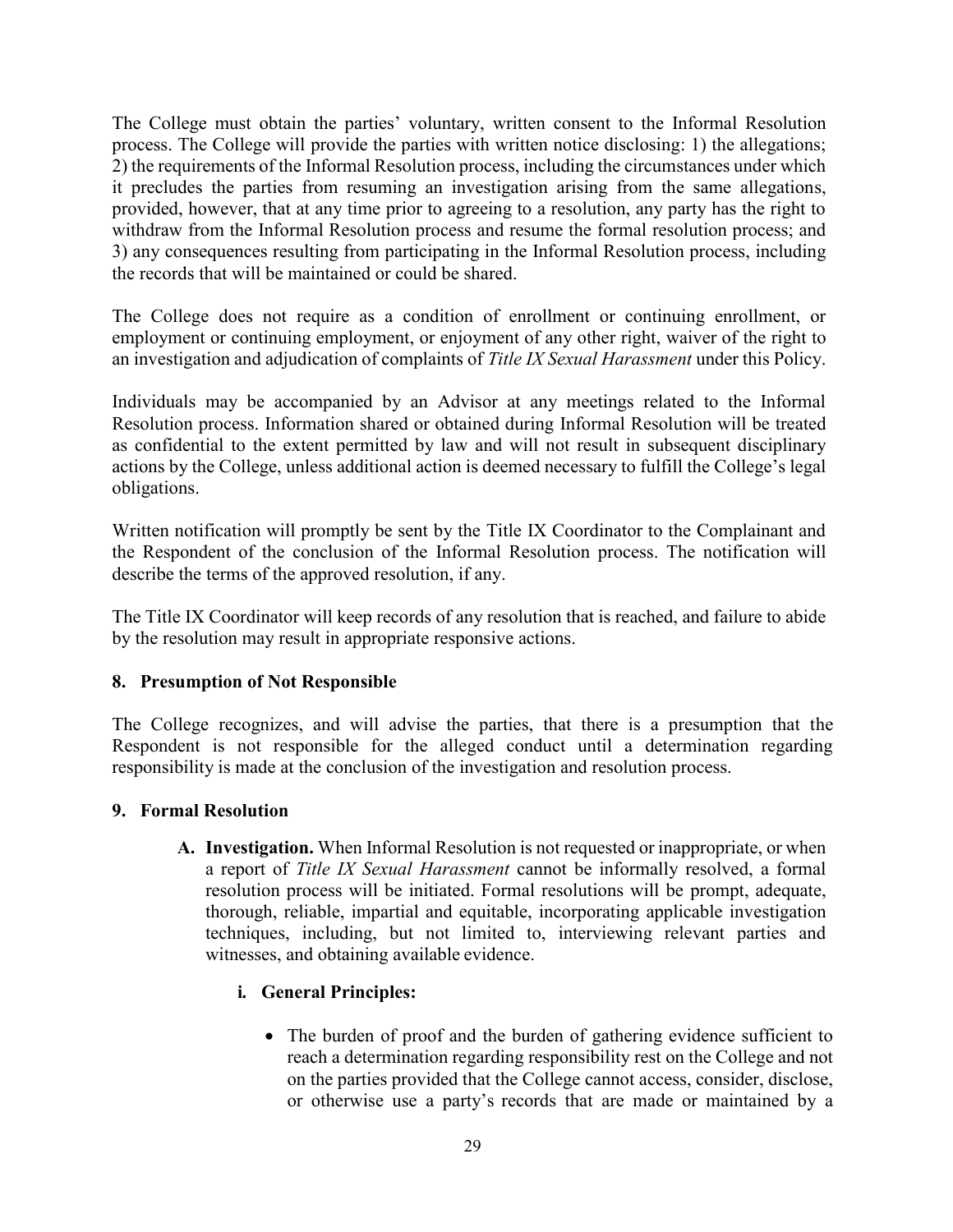The College must obtain the parties' voluntary, written consent to the Informal Resolution process. The College will provide the parties with written notice disclosing: 1) the allegations; 2) the requirements of the Informal Resolution process, including the circumstances under which it precludes the parties from resuming an investigation arising from the same allegations, provided, however, that at any time prior to agreeing to a resolution, any party has the right to withdraw from the Informal Resolution process and resume the formal resolution process; and 3) any consequences resulting from participating in the Informal Resolution process, including the records that will be maintained or could be shared.

The College does not require as a condition of enrollment or continuing enrollment, or employment or continuing employment, or enjoyment of any other right, waiver of the right to an investigation and adjudication of complaints of *Title IX Sexual Harassment* under this Policy.

Individuals may be accompanied by an Advisor at any meetings related to the Informal Resolution process. Information shared or obtained during Informal Resolution will be treated as confidential to the extent permitted by law and will not result in subsequent disciplinary actions by the College, unless additional action is deemed necessary to fulfill the College's legal obligations.

Written notification will promptly be sent by the Title IX Coordinator to the Complainant and the Respondent of the conclusion of the Informal Resolution process. The notification will describe the terms of the approved resolution, if any.

The Title IX Coordinator will keep records of any resolution that is reached, and failure to abide by the resolution may result in appropriate responsive actions.

### 8. Presumption of Not Responsible

The College recognizes, and will advise the parties, that there is a presumption that the Respondent is not responsible for the alleged conduct until a determination regarding responsibility is made at the conclusion of the investigation and resolution process.

### 9. Formal Resolution

**A. Investigation.** When Informal Resolution is not requested or inappropriate, or when a report of *Title IX Sexual Harassment* cannot be informally resolved, a formal resolution process will be initiated. Formal resolutions will be prompt, adequate, thorough, reliable, impartial and equitable, incorporating applicable investigation techniques, including, but not limited to, interviewing relevant parties and witnesses, and obtaining available evidence.

**i. General Principles:**

- The burden of proof and the burden of gathering evidence sufficient to reach a determination regarding responsibility rest on the College and not on the parties provided that the College cannot access, consider, disclose, or otherwise use a party's records that are made or maintained by a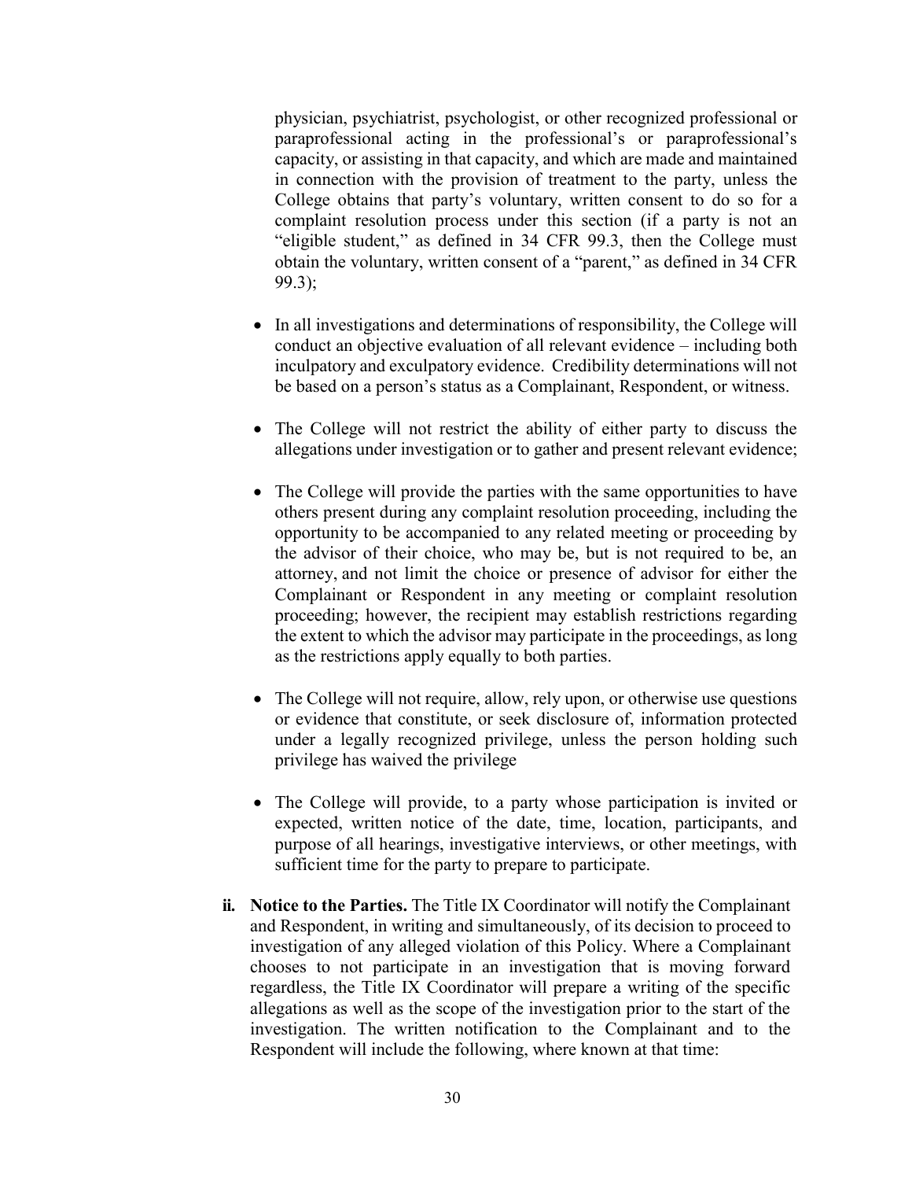physician, psychiatrist, psychologist, or other recognized professional or paraprofessional acting in the professional's or paraprofessional's capacity, or assisting in that capacity, and which are made and maintained in connection with the provision of treatment to the party, unless the College obtains that party's voluntary, written consent to do so for a complaint resolution process under this section (if a party is not an "eligible student," as defined in 34 CFR 99.3, then the College must obtain the voluntary, written consent of a "parent," as defined in 34 CFR 99.3);

- In all investigations and determinations of responsibility, the College will conduct an objective evaluation of all relevant evidence – including both inculpatory and exculpatory evidence. Credibility determinations will not be based on a person's status as a Complainant, Respondent, or witness.
- The College will not restrict the ability of either party to discuss the allegations under investigation or to gather and present relevant evidence;
- The College will provide the parties with the same opportunities to have others present during any complaint resolution proceeding, including the opportunity to be accompanied to any related meeting or proceeding by the advisor of their choice, who may be, but is not required to be, an attorney, and not limit the choice or presence of advisor for either the Complainant or Respondent in any meeting or complaint resolution proceeding; however, the recipient may establish restrictions regarding the extent to which the advisor may participate in the proceedings, as long as the restrictions apply equally to both parties.
- The College will not require, allow, rely upon, or otherwise use questions or evidence that constitute, or seek disclosure of, information protected under a legally recognized privilege, unless the person holding such privilege has waived the privilege
- The College will provide, to a party whose participation is invited or expected, written notice of the date, time, location, participants, and purpose of all hearings, investigative interviews, or other meetings, with sufficient time for the party to prepare to participate.

**ii. Notice to the Parties.** The Title IX Coordinator will notify the Complainant and Respondent, in writing and simultaneously, of its decision to proceed to investigation of any alleged violation of this Policy. Where a Complainant chooses to not participate in an investigation that is moving forward regardless, the Title IX Coordinator will prepare a writing of the specific allegations as well as the scope of the investigation prior to the start of the investigation. The written notification to the Complainant and to the Respondent will include the following, where known at that time: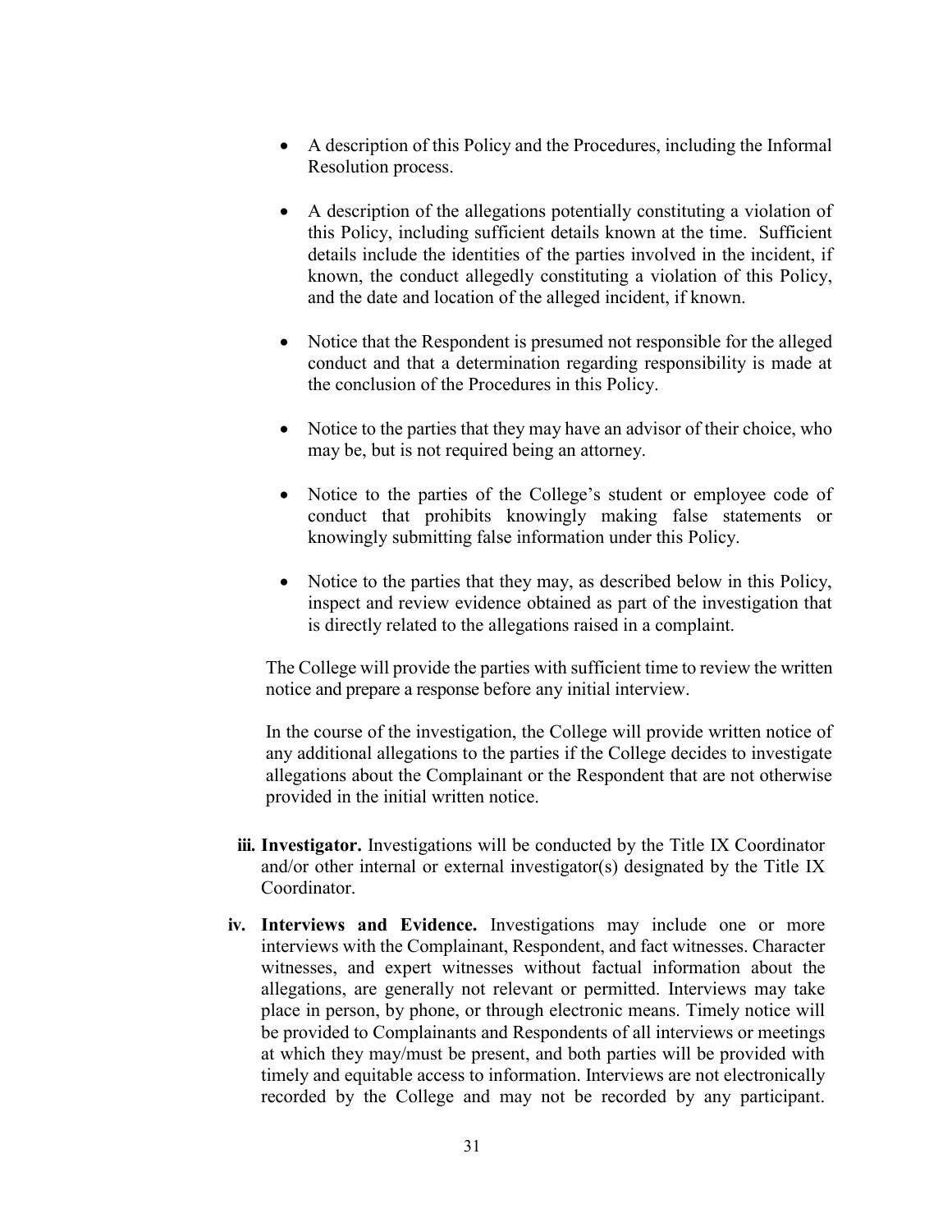- A description of this Policy and the Procedures, including the Informal Resolution process.

- A description of the allegations potentially constituting a violation of this Policy, including sufficient details known at the time. Sufficient details include the identities of the parties involved in the incident, if known, the conduct allegedly constituting a violation of this Policy, and the date and location of the alleged incident, if known.

- Notice that the Respondent is presumed not responsible for the alleged conduct and that a determination regarding responsibility is made at the conclusion of the Procedures in this Policy.

- Notice to the parties that they may have an advisor of their choice, who may be, but is not required being an attorney.

- Notice to the parties of the College's student or employee code of conduct that prohibits knowingly making false statements or knowingly submitting false information under this Policy.

- Notice to the parties that they may, as described below in this Policy, inspect and review evidence obtained as part of the investigation that is directly related to the allegations raised in a complaint.

The College will provide the parties with sufficient time to review the written notice and prepare a response before any initial interview.

In the course of the investigation, the College will provide written notice of any additional allegations to the parties if the College decides to investigate allegations about the Complainant or the Respondent that are not otherwise provided in the initial written notice.

iii. **Investigator.** Investigations will be conducted by the Title IX Coordinator and/or other internal or external investigator(s) designated by the Title IX Coordinator.

iv. **Interviews and Evidence.** Investigations may include one or more interviews with the Complainant, Respondent, and fact witnesses. Character witnesses, and expert witnesses without factual information about the allegations, are generally not relevant or permitted. Interviews may take place in person, by phone, or through electronic means. Timely notice will be provided to Complainants and Respondents of all interviews or meetings at which they may/must be present, and both parties will be provided with timely and equitable access to information. Interviews are not electronically recorded by the College and may not be recorded by any participant.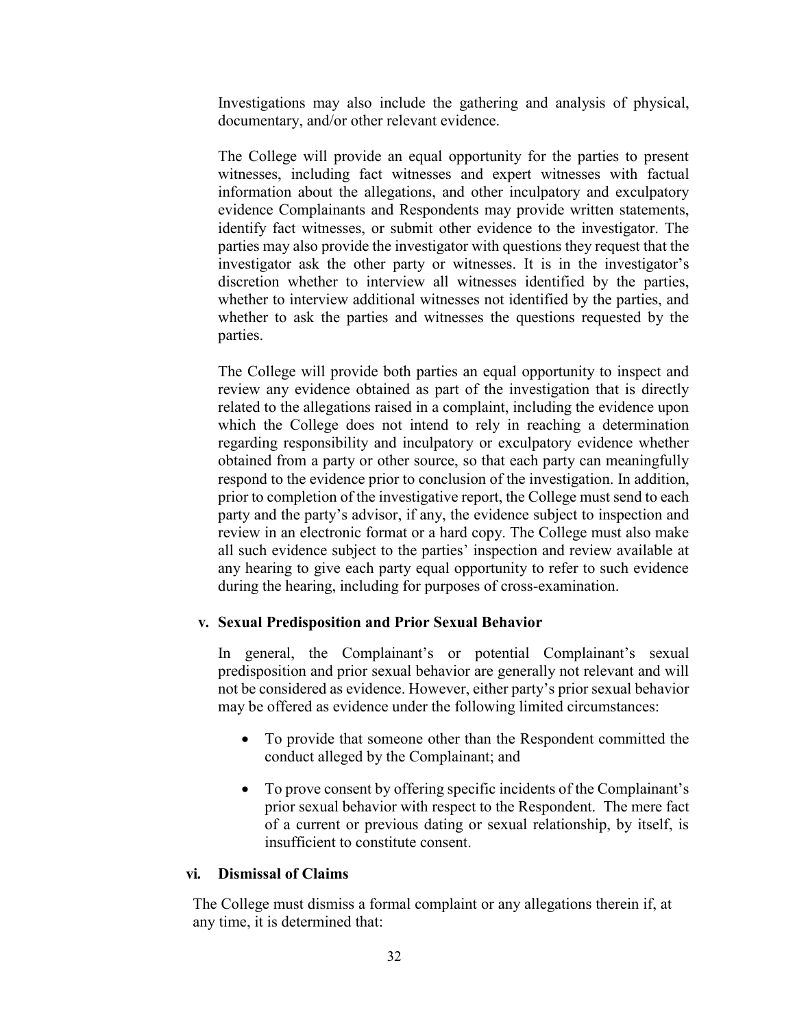Investigations may also include the gathering and analysis of physical, documentary, and/or other relevant evidence.

The College will provide an equal opportunity for the parties to present witnesses, including fact witnesses and expert witnesses with factual information about the allegations, and other inculpatory and exculpatory evidence Complainants and Respondents may provide written statements, identify fact witnesses, or submit other evidence to the investigator. The parties may also provide the investigator with questions they request that the investigator ask the other party or witnesses. It is in the investigator's discretion whether to interview all witnesses identified by the parties, whether to interview additional witnesses not identified by the parties, and whether to ask the parties and witnesses the questions requested by the parties.

The College will provide both parties an equal opportunity to inspect and review any evidence obtained as part of the investigation that is directly related to the allegations raised in a complaint, including the evidence upon which the College does not intend to rely in reaching a determination regarding responsibility and inculpatory or exculpatory evidence whether obtained from a party or other source, so that each party can meaningfully respond to the evidence prior to conclusion of the investigation. In addition, prior to completion of the investigative report, the College must send to each party and the party's advisor, if any, the evidence subject to inspection and review in an electronic format or a hard copy. The College must also make all such evidence subject to the parties' inspection and review available at any hearing to give each party equal opportunity to refer to such evidence during the hearing, including for purposes of cross-examination.

**v. Sexual Predisposition and Prior Sexual Behavior**

In general, the Complainant's or potential Complainant's sexual predisposition and prior sexual behavior are generally not relevant and will not be considered as evidence. However, either party's prior sexual behavior may be offered as evidence under the following limited circumstances:

- To provide that someone other than the Respondent committed the conduct alleged by the Complainant; and
- To prove consent by offering specific incidents of the Complainant's prior sexual behavior with respect to the Respondent. The mere fact of a current or previous dating or sexual relationship, by itself, is insufficient to constitute consent.

**vi. Dismissal of Claims**

The College must dismiss a formal complaint or any allegations therein if, at any time, it is determined that: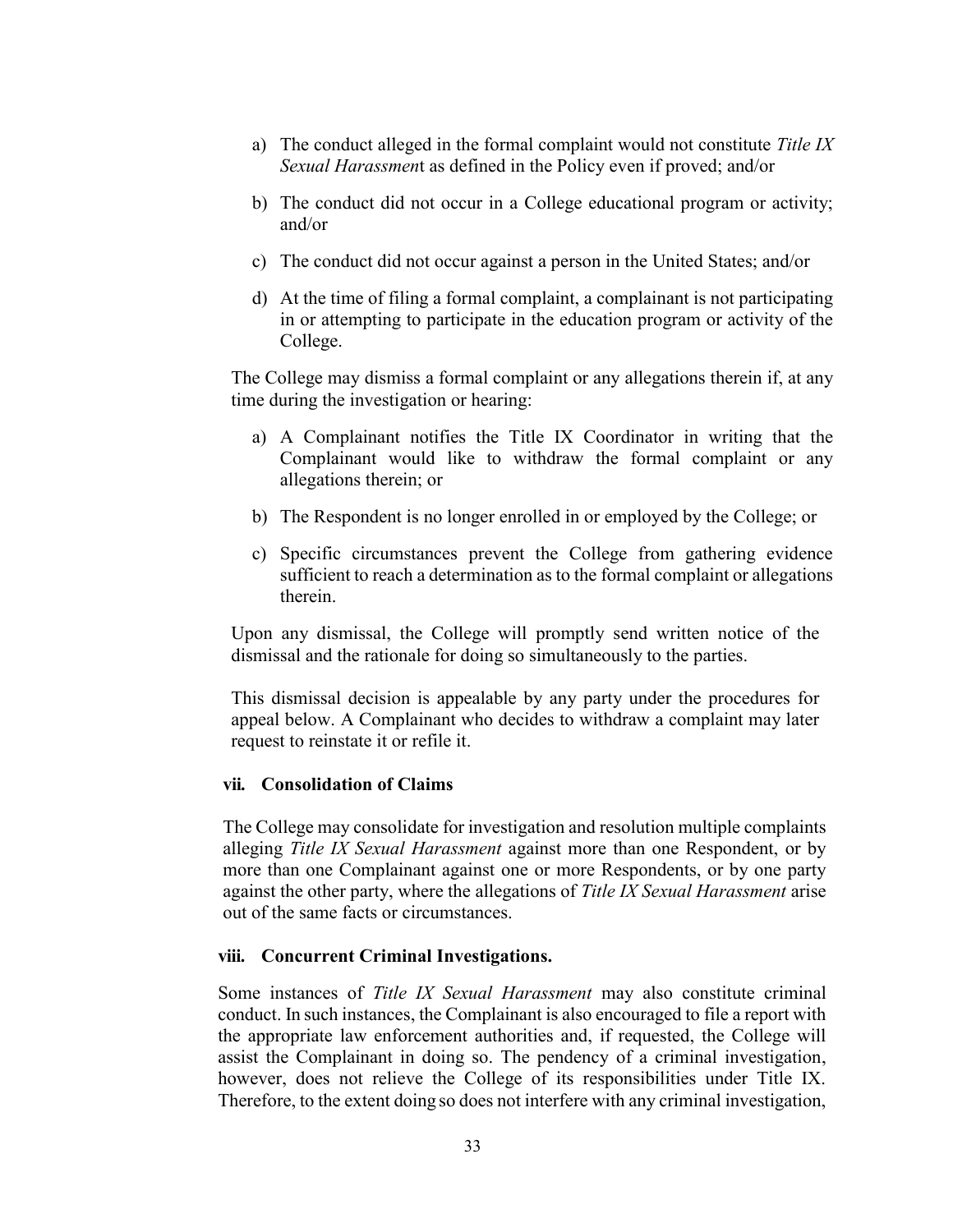a) The conduct alleged in the formal complaint would not constitute *Title IX Sexual Harassment* as defined in the Policy even if proved; and/or

b) The conduct did not occur in a College educational program or activity; and/or

c) The conduct did not occur against a person in the United States; and/or

d) At the time of filing a formal complaint, a complainant is not participating in or attempting to participate in the education program or activity of the College.

The College may dismiss a formal complaint or any allegations therein if, at any time during the investigation or hearing:

a) A Complainant notifies the Title IX Coordinator in writing that the Complainant would like to withdraw the formal complaint or any allegations therein; or

b) The Respondent is no longer enrolled in or employed by the College; or

c) Specific circumstances prevent the College from gathering evidence sufficient to reach a determination as to the formal complaint or allegations therein.

Upon any dismissal, the College will promptly send written notice of the dismissal and the rationale for doing so simultaneously to the parties.

This dismissal decision is appealable by any party under the procedures for appeal below. A Complainant who decides to withdraw a complaint may later request to reinstate it or refile it.

**vii. Consolidation of Claims**

The College may consolidate for investigation and resolution multiple complaints alleging *Title IX Sexual Harassment* against more than one Respondent, or by more than one Complainant against one or more Respondents, or by one party against the other party, where the allegations of *Title IX Sexual Harassment* arise out of the same facts or circumstances.

**viii. Concurrent Criminal Investigations.**

Some instances of *Title IX Sexual Harassment* may also constitute criminal conduct. In such instances, the Complainant is also encouraged to file a report with the appropriate law enforcement authorities and, if requested, the College will assist the Complainant in doing so. The pendency of a criminal investigation, however, does not relieve the College of its responsibilities under Title IX. Therefore, to the extent doing so does not interfere with any criminal investigation,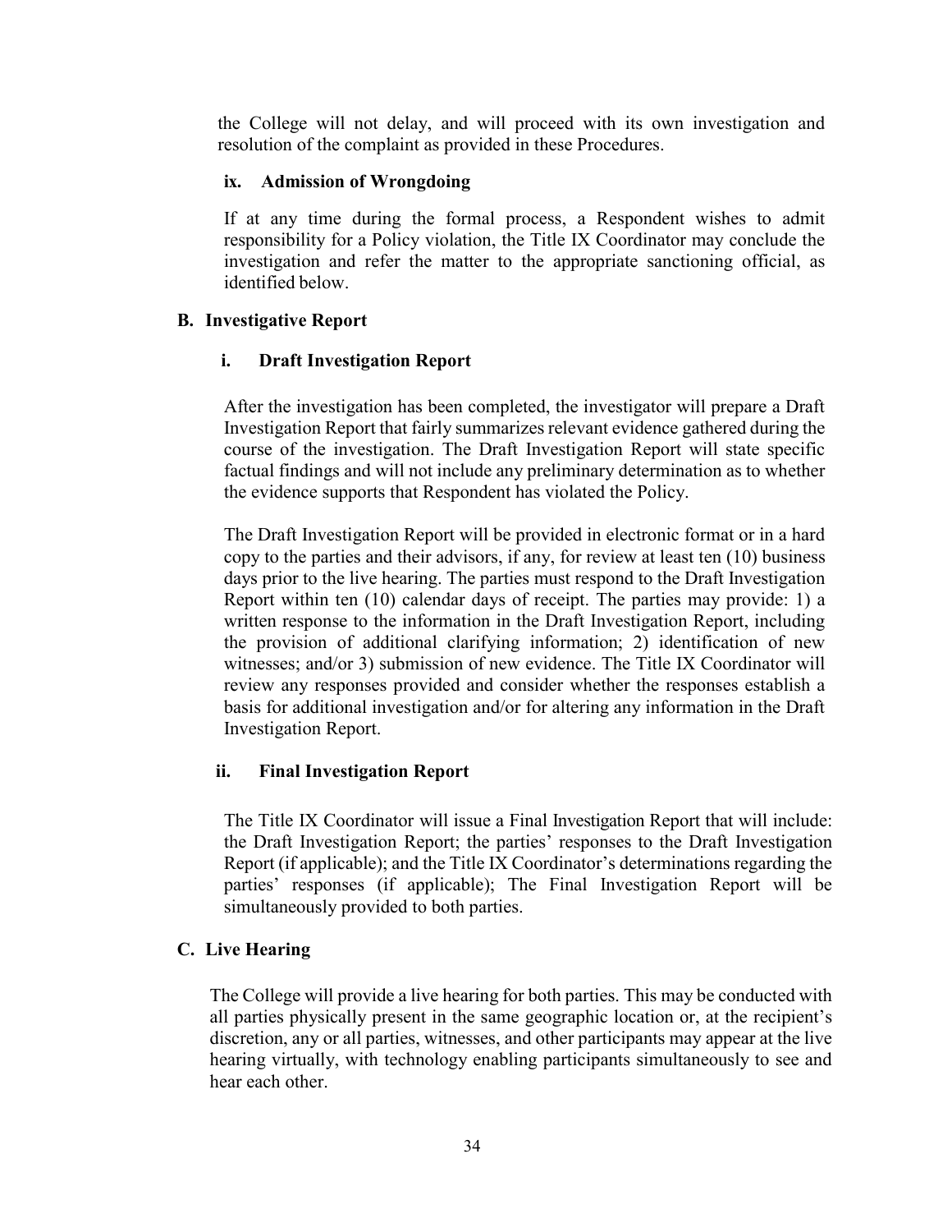the College will not delay, and will proceed with its own investigation and resolution of the complaint as provided in these Procedures.

#### ix. Admission of Wrongdoing

If at any time during the formal process, a Respondent wishes to admit responsibility for a Policy violation, the Title IX Coordinator may conclude the investigation and refer the matter to the appropriate sanctioning official, as identified below.

### B. Investigative Report

#### i. Draft Investigation Report

After the investigation has been completed, the investigator will prepare a Draft Investigation Report that fairly summarizes relevant evidence gathered during the course of the investigation. The Draft Investigation Report will state specific factual findings and will not include any preliminary determination as to whether the evidence supports that Respondent has violated the Policy.

The Draft Investigation Report will be provided in electronic format or in a hard copy to the parties and their advisors, if any, for review at least ten (10) business days prior to the live hearing. The parties must respond to the Draft Investigation Report within ten (10) calendar days of receipt. The parties may provide: 1) a written response to the information in the Draft Investigation Report, including the provision of additional clarifying information; 2) identification of new witnesses; and/or 3) submission of new evidence. The Title IX Coordinator will review any responses provided and consider whether the responses establish a basis for additional investigation and/or for altering any information in the Draft Investigation Report.

#### ii. Final Investigation Report

The Title IX Coordinator will issue a Final Investigation Report that will include: the Draft Investigation Report; the parties' responses to the Draft Investigation Report (if applicable); and the Title IX Coordinator's determinations regarding the parties' responses (if applicable); The Final Investigation Report will be simultaneously provided to both parties.

### C. Live Hearing

The College will provide a live hearing for both parties. This may be conducted with all parties physically present in the same geographic location or, at the recipient's discretion, any or all parties, witnesses, and other participants may appear at the live hearing virtually, with technology enabling participants simultaneously to see and hear each other.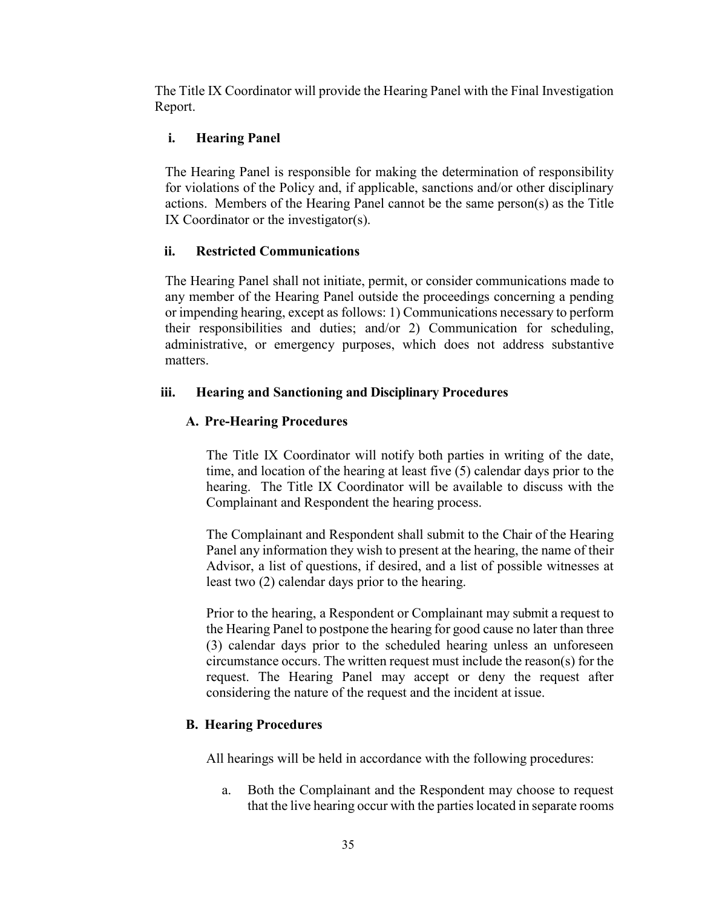The Title IX Coordinator will provide the Hearing Panel with the Final Investigation Report.

### i. Hearing Panel

The Hearing Panel is responsible for making the determination of responsibility for violations of the Policy and, if applicable, sanctions and/or other disciplinary actions. Members of the Hearing Panel cannot be the same person(s) as the Title IX Coordinator or the investigator(s).

### ii. Restricted Communications

The Hearing Panel shall not initiate, permit, or consider communications made to any member of the Hearing Panel outside the proceedings concerning a pending or impending hearing, except as follows: 1) Communications necessary to perform their responsibilities and duties; and/or 2) Communication for scheduling, administrative, or emergency purposes, which does not address substantive matters.

### iii. Hearing and Sanctioning and Disciplinary Procedures

#### A. Pre-Hearing Procedures

The Title IX Coordinator will notify both parties in writing of the date, time, and location of the hearing at least five (5) calendar days prior to the hearing. The Title IX Coordinator will be available to discuss with the Complainant and Respondent the hearing process.

The Complainant and Respondent shall submit to the Chair of the Hearing Panel any information they wish to present at the hearing, the name of their Advisor, a list of questions, if desired, and a list of possible witnesses at least two (2) calendar days prior to the hearing.

Prior to the hearing, a Respondent or Complainant may submit a request to the Hearing Panel to postpone the hearing for good cause no later than three (3) calendar days prior to the scheduled hearing unless an unforeseen circumstance occurs. The written request must include the reason(s) for the request. The Hearing Panel may accept or deny the request after considering the nature of the request and the incident at issue.

#### B. Hearing Procedures

All hearings will be held in accordance with the following procedures:

a. Both the Complainant and the Respondent may choose to request that the live hearing occur with the parties located in separate rooms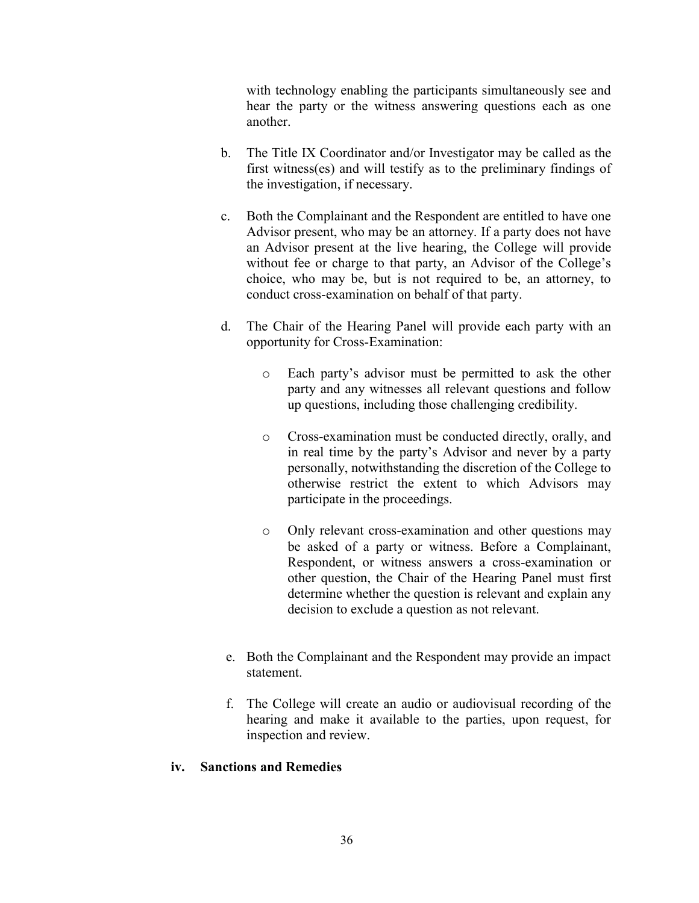with technology enabling the participants simultaneously see and hear the party or the witness answering questions each as one another.

b. The Title IX Coordinator and/or Investigator may be called as the first witness(es) and will testify as to the preliminary findings of the investigation, if necessary.

c. Both the Complainant and the Respondent are entitled to have one Advisor present, who may be an attorney. If a party does not have an Advisor present at the live hearing, the College will provide without fee or charge to that party, an Advisor of the College's choice, who may be, but is not required to be, an attorney, to conduct cross-examination on behalf of that party.

d. The Chair of the Hearing Panel will provide each party with an opportunity for Cross-Examination:

   - Each party's advisor must be permitted to ask the other party and any witnesses all relevant questions and follow up questions, including those challenging credibility.

   - Cross-examination must be conducted directly, orally, and in real time by the party's Advisor and never by a party personally, notwithstanding the discretion of the College to otherwise restrict the extent to which Advisors may participate in the proceedings.

   - Only relevant cross-examination and other questions may be asked of a party or witness. Before a Complainant, Respondent, or witness answers a cross-examination or other question, the Chair of the Hearing Panel must first determine whether the question is relevant and explain any decision to exclude a question as not relevant.

e. Both the Complainant and the Respondent may provide an impact statement.

f. The College will create an audio or audiovisual recording of the hearing and make it available to the parties, upon request, for inspection and review.

**iv. Sanctions and Remedies**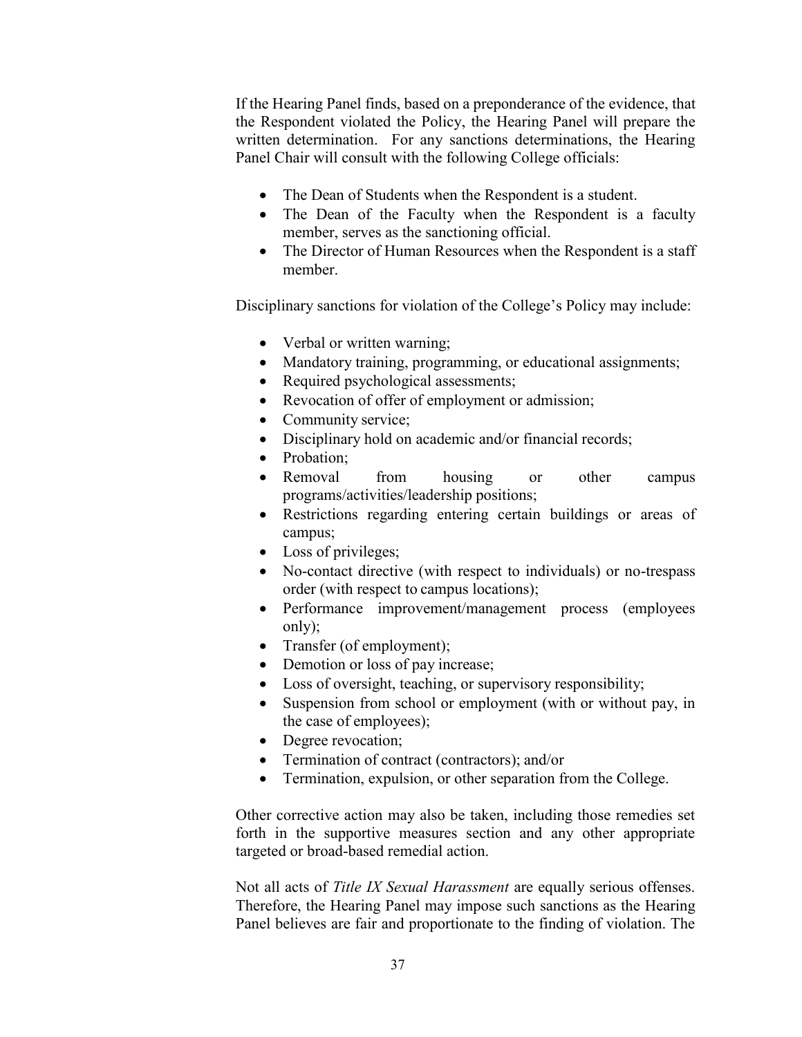If the Hearing Panel finds, based on a preponderance of the evidence, that the Respondent violated the Policy, the Hearing Panel will prepare the written determination. For any sanctions determinations, the Hearing Panel Chair will consult with the following College officials:

- The Dean of Students when the Respondent is a student.
- The Dean of the Faculty when the Respondent is a faculty member, serves as the sanctioning official.
- The Director of Human Resources when the Respondent is a staff member.

Disciplinary sanctions for violation of the College's Policy may include:

- Verbal or written warning;
- Mandatory training, programming, or educational assignments;
- Required psychological assessments;
- Revocation of offer of employment or admission;
- Community service;
- Disciplinary hold on academic and/or financial records;
- Probation;
- Removal from housing or other campus programs/activities/leadership positions;
- Restrictions regarding entering certain buildings or areas of campus;
- Loss of privileges;
- No-contact directive (with respect to individuals) or no-trespass order (with respect to campus locations);
- Performance improvement/management process (employees only);
- Transfer (of employment);
- Demotion or loss of pay increase;
- Loss of oversight, teaching, or supervisory responsibility;
- Suspension from school or employment (with or without pay, in the case of employees);
- Degree revocation;
- Termination of contract (contractors); and/or
- Termination, expulsion, or other separation from the College.

Other corrective action may also be taken, including those remedies set forth in the supportive measures section and any other appropriate targeted or broad-based remedial action.

Not all acts of *Title IX Sexual Harassment* are equally serious offenses. Therefore, the Hearing Panel may impose such sanctions as the Hearing Panel believes are fair and proportionate to the finding of violation. The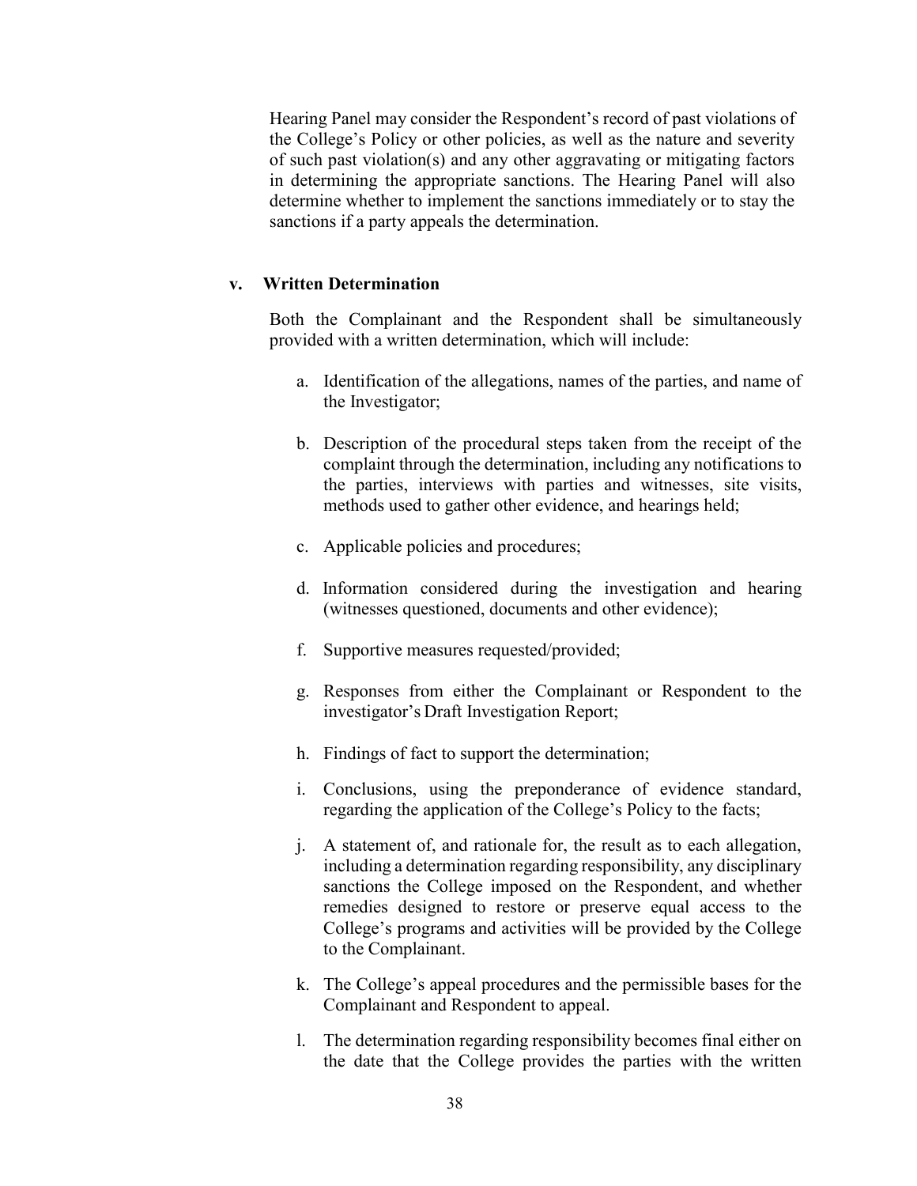Hearing Panel may consider the Respondent's record of past violations of the College's Policy or other policies, as well as the nature and severity of such past violation(s) and any other aggravating or mitigating factors in determining the appropriate sanctions. The Hearing Panel will also determine whether to implement the sanctions immediately or to stay the sanctions if a party appeals the determination.

#### v. Written Determination

Both the Complainant and the Respondent shall be simultaneously provided with a written determination, which will include:

a. Identification of the allegations, names of the parties, and name of the Investigator;

b. Description of the procedural steps taken from the receipt of the complaint through the determination, including any notifications to the parties, interviews with parties and witnesses, site visits, methods used to gather other evidence, and hearings held;

c. Applicable policies and procedures;

d. Information considered during the investigation and hearing (witnesses questioned, documents and other evidence);

f. Supportive measures requested/provided;

g. Responses from either the Complainant or Respondent to the investigator's Draft Investigation Report;

h. Findings of fact to support the determination;

i. Conclusions, using the preponderance of evidence standard, regarding the application of the College's Policy to the facts;

j. A statement of, and rationale for, the result as to each allegation, including a determination regarding responsibility, any disciplinary sanctions the College imposed on the Respondent, and whether remedies designed to restore or preserve equal access to the College's programs and activities will be provided by the College to the Complainant.

k. The College's appeal procedures and the permissible bases for the Complainant and Respondent to appeal.

l. The determination regarding responsibility becomes final either on the date that the College provides the parties with the written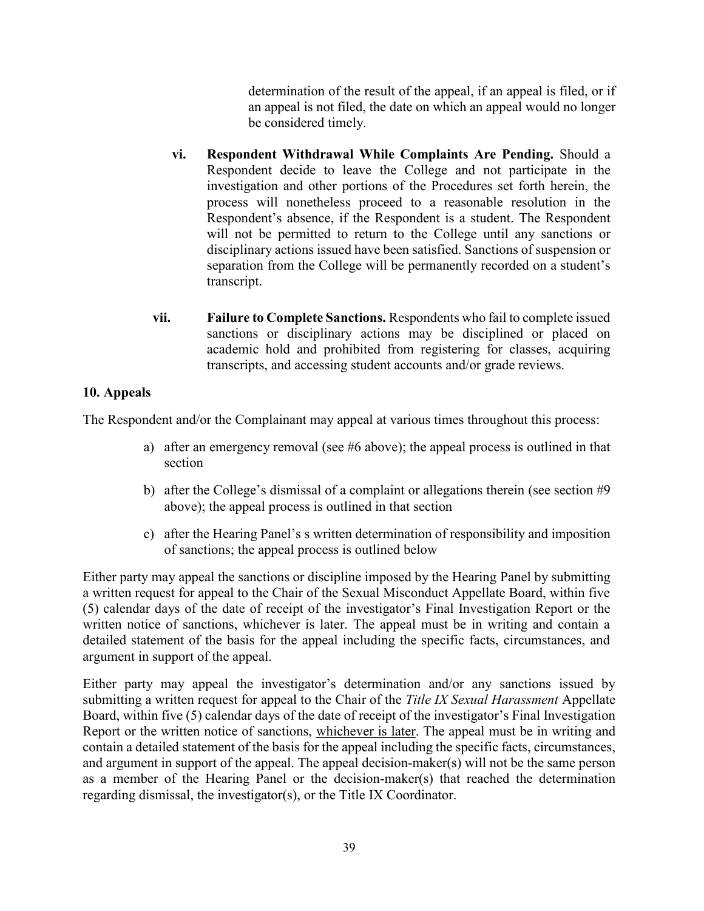determination of the result of the appeal, if an appeal is filed, or if an appeal is not filed, the date on which an appeal would no longer be considered timely.

vi. **Respondent Withdrawal While Complaints Are Pending.** Should a Respondent decide to leave the College and not participate in the investigation and other portions of the Procedures set forth herein, the process will nonetheless proceed to a reasonable resolution in the Respondent's absence, if the Respondent is a student. The Respondent will not be permitted to return to the College until any sanctions or disciplinary actions issued have been satisfied. Sanctions of suspension or separation from the College will be permanently recorded on a student's transcript.

vii. **Failure to Complete Sanctions.** Respondents who fail to complete issued sanctions or disciplinary actions may be disciplined or placed on academic hold and prohibited from registering for classes, acquiring transcripts, and accessing student accounts and/or grade reviews.

### 10. Appeals

The Respondent and/or the Complainant may appeal at various times throughout this process:

a) after an emergency removal (see #6 above); the appeal process is outlined in that section

b) after the College's dismissal of a complaint or allegations therein (see section #9 above); the appeal process is outlined in that section

c) after the Hearing Panel's s written determination of responsibility and imposition of sanctions; the appeal process is outlined below

Either party may appeal the sanctions or discipline imposed by the Hearing Panel by submitting a written request for appeal to the Chair of the Sexual Misconduct Appellate Board, within five (5) calendar days of the date of receipt of the investigator's Final Investigation Report or the written notice of sanctions, whichever is later. The appeal must be in writing and contain a detailed statement of the basis for the appeal including the specific facts, circumstances, and argument in support of the appeal.

Either party may appeal the investigator's determination and/or any sanctions issued by submitting a written request for appeal to the Chair of the *Title IX Sexual Harassment* Appellate Board, within five (5) calendar days of the date of receipt of the investigator's Final Investigation Report or the written notice of sanctions, whichever is later. The appeal must be in writing and contain a detailed statement of the basis for the appeal including the specific facts, circumstances, and argument in support of the appeal. The appeal decision-maker(s) will not be the same person as a member of the Hearing Panel or the decision-maker(s) that reached the determination regarding dismissal, the investigator(s), or the Title IX Coordinator.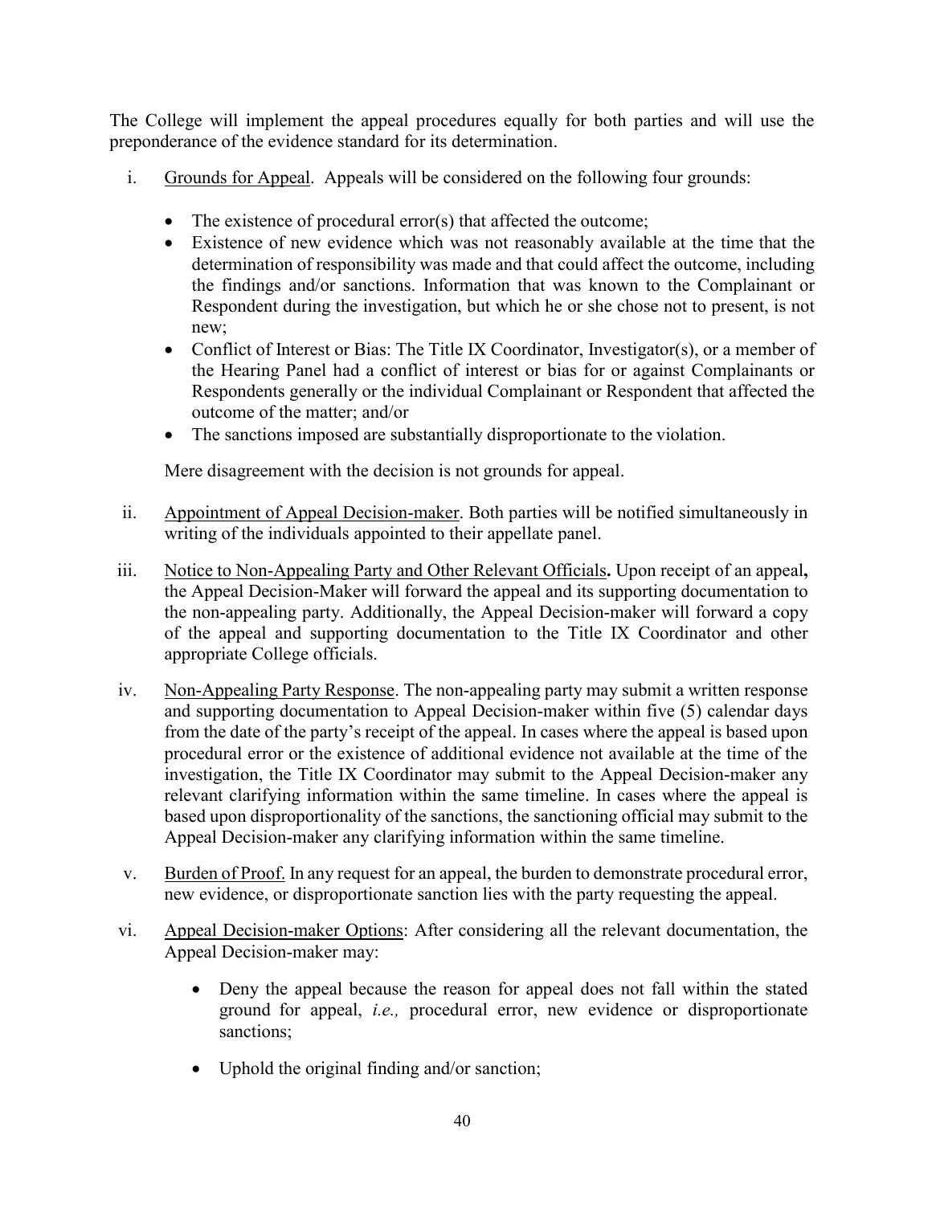The College will implement the appeal procedures equally for both parties and will use the preponderance of the evidence standard for its determination.

i. Grounds for Appeal. Appeals will be considered on the following four grounds:

   - The existence of procedural error(s) that affected the outcome;
   - Existence of new evidence which was not reasonably available at the time that the determination of responsibility was made and that could affect the outcome, including the findings and/or sanctions. Information that was known to the Complainant or Respondent during the investigation, but which he or she chose not to present, is not new;
   - Conflict of Interest or Bias: The Title IX Coordinator, Investigator(s), or a member of the Hearing Panel had a conflict of interest or bias for or against Complainants or Respondents generally or the individual Complainant or Respondent that affected the outcome of the matter; and/or
   - The sanctions imposed are substantially disproportionate to the violation.

   Mere disagreement with the decision is not grounds for appeal.

ii. Appointment of Appeal Decision-maker. Both parties will be notified simultaneously in writing of the individuals appointed to their appellate panel.

iii. Notice to Non-Appealing Party and Other Relevant Officials**.** Upon receipt of an appeal**,** the Appeal Decision-Maker will forward the appeal and its supporting documentation to the non-appealing party. Additionally, the Appeal Decision-maker will forward a copy of the appeal and supporting documentation to the Title IX Coordinator and other appropriate College officials.

iv. Non-Appealing Party Response. The non-appealing party may submit a written response and supporting documentation to Appeal Decision-maker within five (5) calendar days from the date of the party's receipt of the appeal. In cases where the appeal is based upon procedural error or the existence of additional evidence not available at the time of the investigation, the Title IX Coordinator may submit to the Appeal Decision-maker any relevant clarifying information within the same timeline. In cases where the appeal is based upon disproportionality of the sanctions, the sanctioning official may submit to the Appeal Decision-maker any clarifying information within the same timeline.

v. Burden of Proof. In any request for an appeal, the burden to demonstrate procedural error, new evidence, or disproportionate sanction lies with the party requesting the appeal.

vi. Appeal Decision-maker Options: After considering all the relevant documentation, the Appeal Decision-maker may:

   - Deny the appeal because the reason for appeal does not fall within the stated ground for appeal, *i.e.,* procedural error, new evidence or disproportionate sanctions;

   - Uphold the original finding and/or sanction;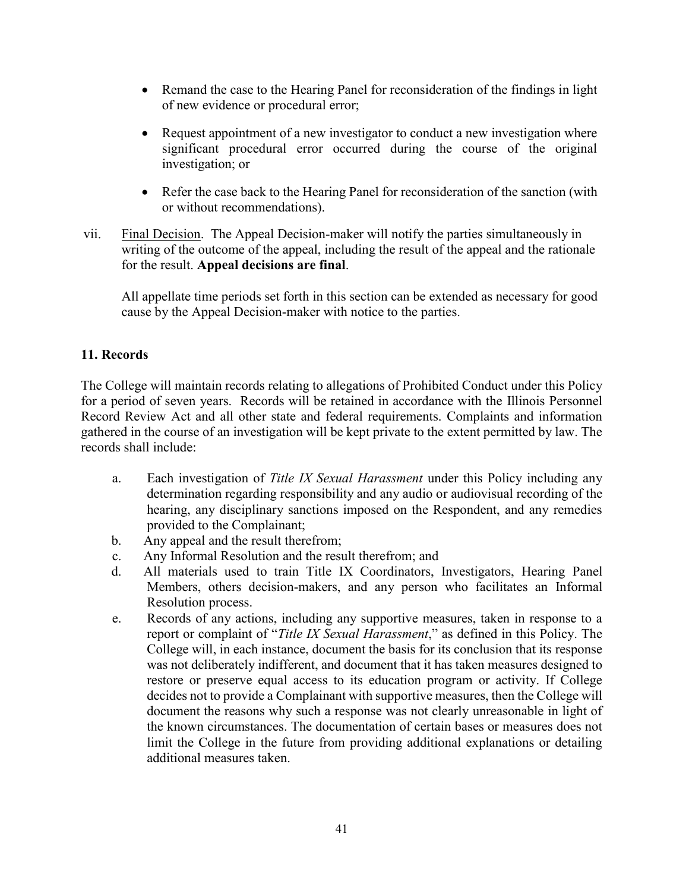- Remand the case to the Hearing Panel for reconsideration of the findings in light of new evidence or procedural error;

- Request appointment of a new investigator to conduct a new investigation where significant procedural error occurred during the course of the original investigation; or

- Refer the case back to the Hearing Panel for reconsideration of the sanction (with or without recommendations).

vii. Final Decision. The Appeal Decision-maker will notify the parties simultaneously in writing of the outcome of the appeal, including the result of the appeal and the rationale for the result. **Appeal decisions are final**.

All appellate time periods set forth in this section can be extended as necessary for good cause by the Appeal Decision-maker with notice to the parties.

## 11. Records

The College will maintain records relating to allegations of Prohibited Conduct under this Policy for a period of seven years. Records will be retained in accordance with the Illinois Personnel Record Review Act and all other state and federal requirements. Complaints and information gathered in the course of an investigation will be kept private to the extent permitted by law. The records shall include:

a. Each investigation of *Title IX Sexual Harassment* under this Policy including any determination regarding responsibility and any audio or audiovisual recording of the hearing, any disciplinary sanctions imposed on the Respondent, and any remedies provided to the Complainant;

b. Any appeal and the result therefrom;

c. Any Informal Resolution and the result therefrom; and

d. All materials used to train Title IX Coordinators, Investigators, Hearing Panel Members, others decision-makers, and any person who facilitates an Informal Resolution process.

e. Records of any actions, including any supportive measures, taken in response to a report or complaint of "*Title IX Sexual Harassment*," as defined in this Policy. The College will, in each instance, document the basis for its conclusion that its response was not deliberately indifferent, and document that it has taken measures designed to restore or preserve equal access to its education program or activity. If College decides not to provide a Complainant with supportive measures, then the College will document the reasons why such a response was not clearly unreasonable in light of the known circumstances. The documentation of certain bases or measures does not limit the College in the future from providing additional explanations or detailing additional measures taken.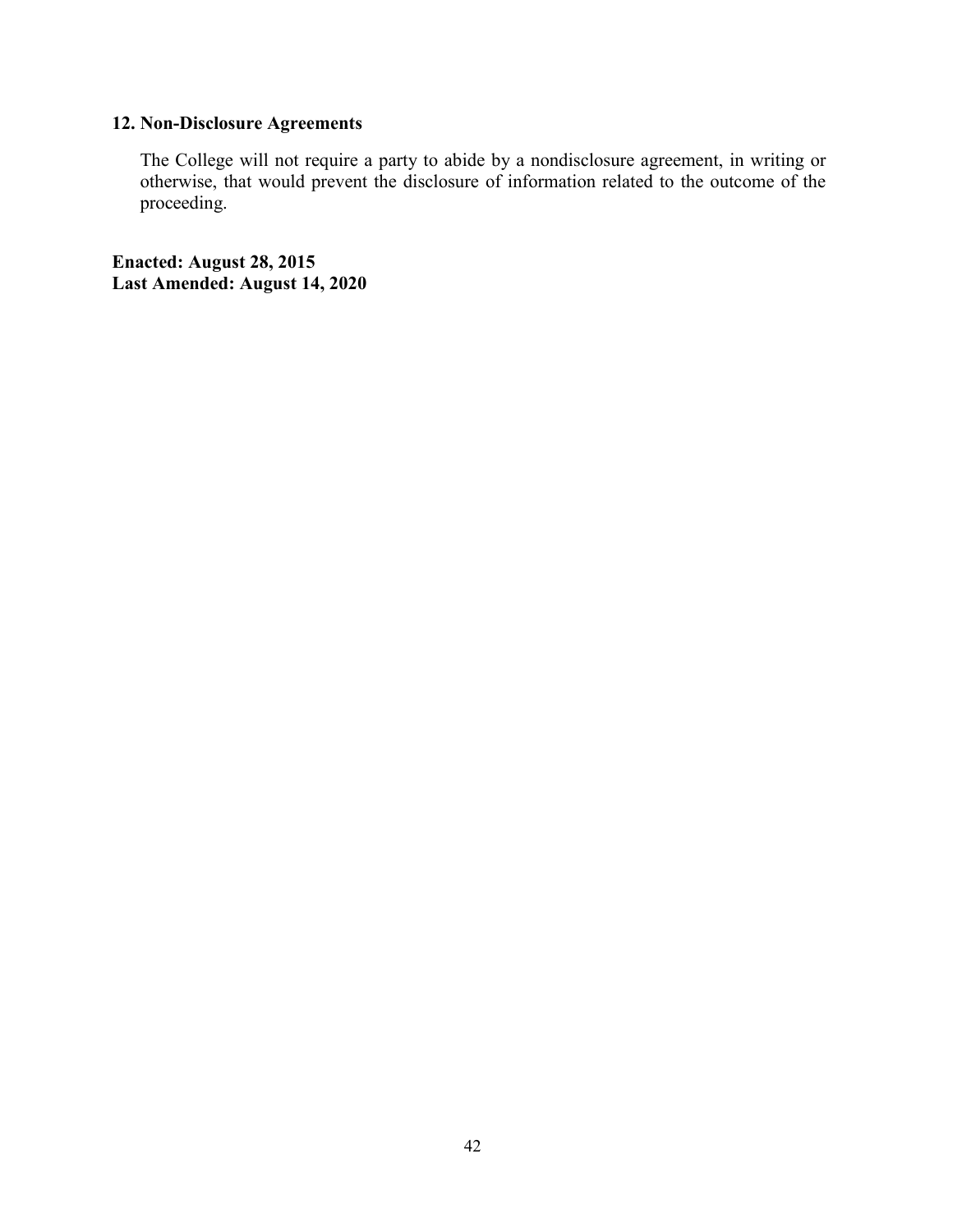### 12. Non-Disclosure Agreements

The College will not require a party to abide by a nondisclosure agreement, in writing or otherwise, that would prevent the disclosure of information related to the outcome of the proceeding.

**Enacted: August 28, 2015**
**Last Amended: August 14, 2020**